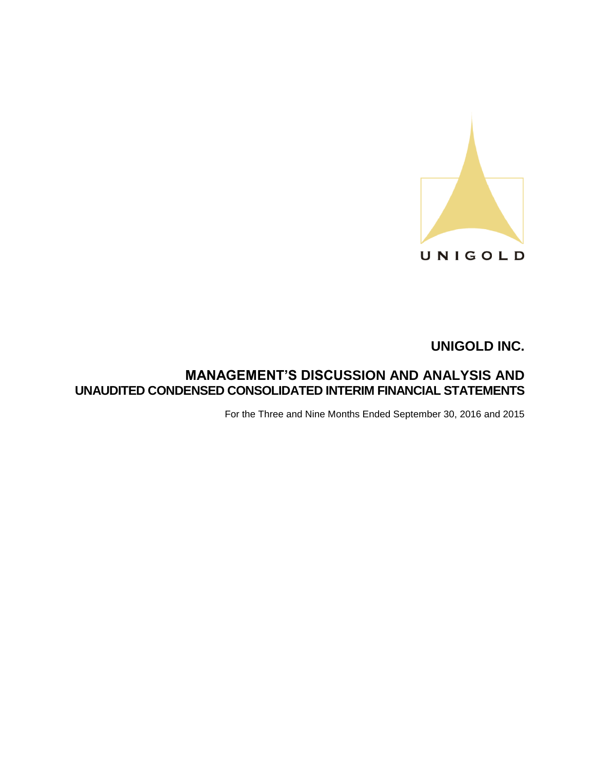UNIGOLD

# UNIGOLD INC.

## MANAGEMENT'S DISCUSSION AND ANALYSIS AND UNAUDITED CONDENSED CONSOLIDATED INTERIM FINANCIAL STATEMENTS

For the Three and Nine Months Ended September 30, 2016 and 2015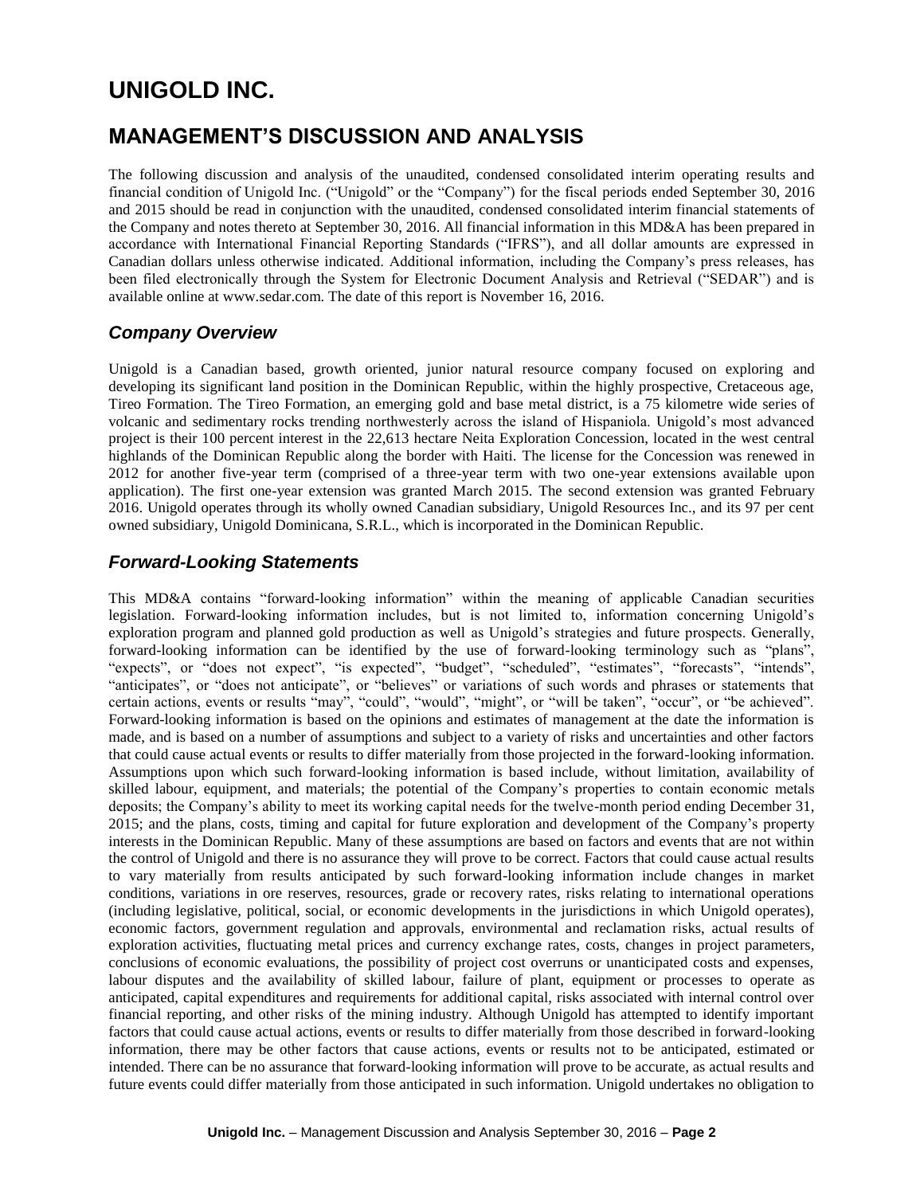# UNIGOLD INC.

## MANAGEMENT'S DISCUSSION AND ANALYSIS

The following discussion and analysis of the unaudited, condensed consolidated interim operating results and financial condition of Unigold Inc. ("Unigold" or the "Company") for the fiscal periods ended September 30, 2016 and 2015 should be read in conjunction with the unaudited, condensed consolidated interim financial statements of the Company and notes thereto at September 30, 2016. All financial information in this MD&A has been prepared in accordance with International Financial Reporting Standards ("IFRS"), and all dollar amounts are expressed in Canadian dollars unless otherwise indicated. Additional information, including the Company's press releases, has been filed electronically through the System for Electronic Document Analysis and Retrieval ("SEDAR") and is available online at www.sedar.com. The date of this report is November 16, 2016.

### *Company Overview*

Unigold is a Canadian based, growth oriented, junior natural resource company focused on exploring and developing its significant land position in the Dominican Republic, within the highly prospective, Cretaceous age, Tireo Formation. The Tireo Formation, an emerging gold and base metal district, is a 75 kilometre wide series of volcanic and sedimentary rocks trending northwesterly across the island of Hispaniola. Unigold's most advanced project is their 100 percent interest in the 22,613 hectare Neita Exploration Concession, located in the west central highlands of the Dominican Republic along the border with Haiti. The license for the Concession was renewed in 2012 for another five-year term (comprised of a three-year term with two one-year extensions available upon application). The first one-year extension was granted March 2015. The second extension was granted February 2016. Unigold operates through its wholly owned Canadian subsidiary, Unigold Resources Inc., and its 97 per cent owned subsidiary, Unigold Dominicana, S.R.L., which is incorporated in the Dominican Republic.

### *Forward-Looking Statements*

This MD&A contains "forward-looking information" within the meaning of applicable Canadian securities legislation. Forward-looking information includes, but is not limited to, information concerning Unigold's exploration program and planned gold production as well as Unigold's strategies and future prospects. Generally, forward-looking information can be identified by the use of forward-looking terminology such as "plans", "expects", or "does not expect", "is expected", "budget", "scheduled", "estimates", "forecasts", "intends", "anticipates", or "does not anticipate", or "believes" or variations of such words and phrases or statements that certain actions, events or results "may", "could", "would", "might", or "will be taken", "occur", or "be achieved". Forward-looking information is based on the opinions and estimates of management at the date the information is made, and is based on a number of assumptions and subject to a variety of risks and uncertainties and other factors that could cause actual events or results to differ materially from those projected in the forward-looking information. Assumptions upon which such forward-looking information is based include, without limitation, availability of skilled labour, equipment, and materials; the potential of the Company's properties to contain economic metals deposits; the Company's ability to meet its working capital needs for the twelve-month period ending December 31, 2015; and the plans, costs, timing and capital for future exploration and development of the Company's property interests in the Dominican Republic. Many of these assumptions are based on factors and events that are not within the control of Unigold and there is no assurance they will prove to be correct. Factors that could cause actual results to vary materially from results anticipated by such forward-looking information include changes in market conditions, variations in ore reserves, resources, grade or recovery rates, risks relating to international operations (including legislative, political, social, or economic developments in the jurisdictions in which Unigold operates), economic factors, government regulation and approvals, environmental and reclamation risks, actual results of exploration activities, fluctuating metal prices and currency exchange rates, costs, changes in project parameters, conclusions of economic evaluations, the possibility of project cost overruns or unanticipated costs and expenses, labour disputes and the availability of skilled labour, failure of plant, equipment or processes to operate as anticipated, capital expenditures and requirements for additional capital, risks associated with internal control over financial reporting, and other risks of the mining industry. Although Unigold has attempted to identify important factors that could cause actual actions, events or results to differ materially from those described in forward-looking information, there may be other factors that cause actions, events or results not to be anticipated, estimated or intended. There can be no assurance that forward-looking information will prove to be accurate, as actual results and future events could differ materially from those anticipated in such information. Unigold undertakes no obligation to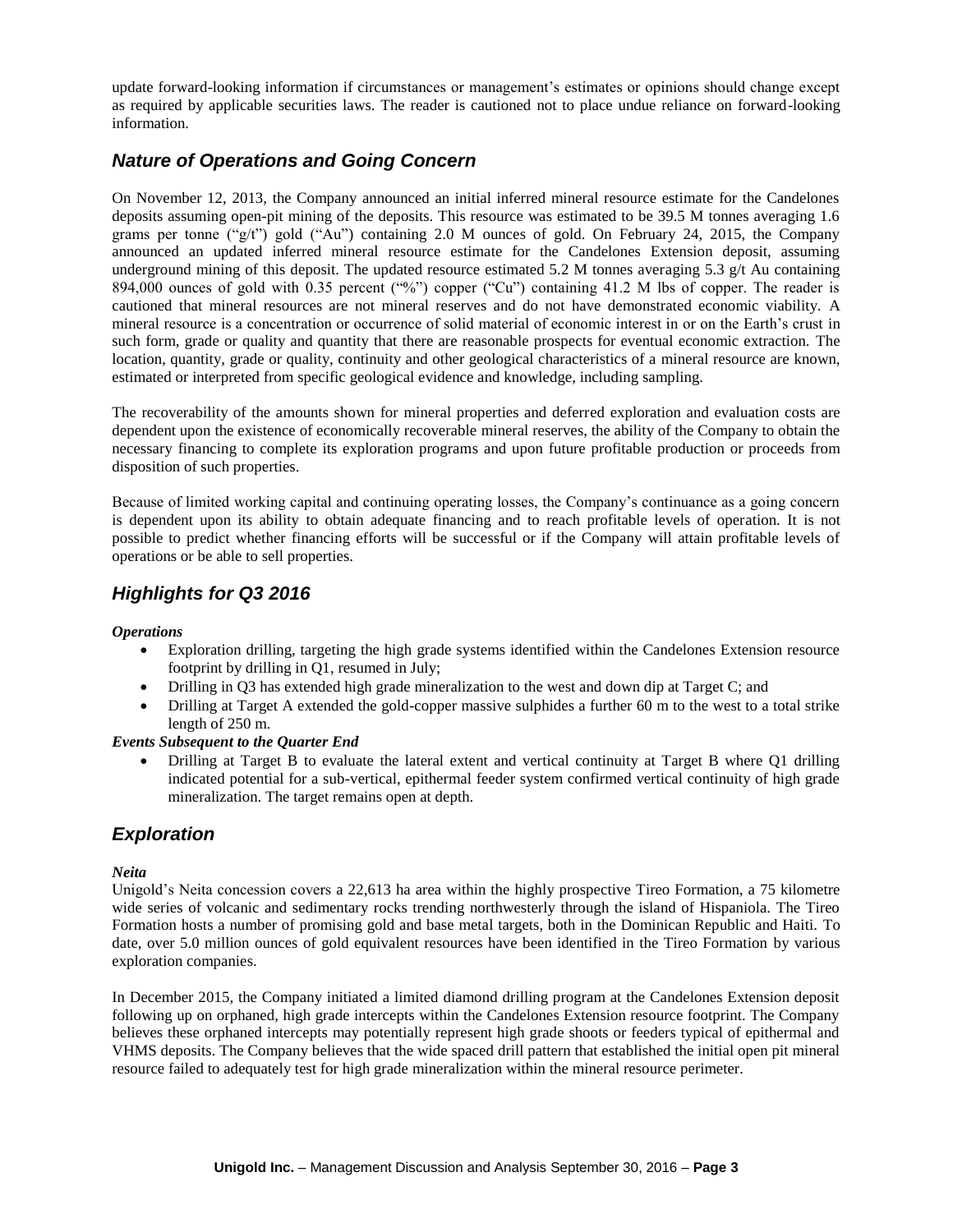update forward-looking information if circumstances or management's estimates or opinions should change except as required by applicable securities laws. The reader is cautioned not to place undue reliance on forward-looking information.

## *Nature of Operations and Going Concern*

On November 12, 2013, the Company announced an initial inferred mineral resource estimate for the Candelones deposits assuming open-pit mining of the deposits. This resource was estimated to be 39.5 M tonnes averaging 1.6 grams per tonne ("g/t") gold ("Au") containing 2.0 M ounces of gold. On February 24, 2015, the Company announced an updated inferred mineral resource estimate for the Candelones Extension deposit, assuming underground mining of this deposit. The updated resource estimated 5.2 M tonnes averaging 5.3 g/t Au containing 894,000 ounces of gold with 0.35 percent ("%") copper ("Cu") containing 41.2 M lbs of copper. The reader is cautioned that mineral resources are not mineral reserves and do not have demonstrated economic viability. A mineral resource is a concentration or occurrence of solid material of economic interest in or on the Earth's crust in such form, grade or quality and quantity that there are reasonable prospects for eventual economic extraction. The location, quantity, grade or quality, continuity and other geological characteristics of a mineral resource are known, estimated or interpreted from specific geological evidence and knowledge, including sampling.

The recoverability of the amounts shown for mineral properties and deferred exploration and evaluation costs are dependent upon the existence of economically recoverable mineral reserves, the ability of the Company to obtain the necessary financing to complete its exploration programs and upon future profitable production or proceeds from disposition of such properties.

Because of limited working capital and continuing operating losses, the Company's continuance as a going concern is dependent upon its ability to obtain adequate financing and to reach profitable levels of operation. It is not possible to predict whether financing efforts will be successful or if the Company will attain profitable levels of operations or be able to sell properties.

## *Highlights for Q3 2016*

***Operations***

- Exploration drilling, targeting the high grade systems identified within the Candelones Extension resource footprint by drilling in Q1, resumed in July;
- Drilling in Q3 has extended high grade mineralization to the west and down dip at Target C; and
- Drilling at Target A extended the gold-copper massive sulphides a further 60 m to the west to a total strike length of 250 m.

***Events Subsequent to the Quarter End***

- Drilling at Target B to evaluate the lateral extent and vertical continuity at Target B where Q1 drilling indicated potential for a sub-vertical, epithermal feeder system confirmed vertical continuity of high grade mineralization. The target remains open at depth.

## *Exploration*

***Neita***

Unigold's Neita concession covers a 22,613 ha area within the highly prospective Tireo Formation, a 75 kilometre wide series of volcanic and sedimentary rocks trending northwesterly through the island of Hispaniola. The Tireo Formation hosts a number of promising gold and base metal targets, both in the Dominican Republic and Haiti. To date, over 5.0 million ounces of gold equivalent resources have been identified in the Tireo Formation by various exploration companies.

In December 2015, the Company initiated a limited diamond drilling program at the Candelones Extension deposit following up on orphaned, high grade intercepts within the Candelones Extension resource footprint. The Company believes these orphaned intercepts may potentially represent high grade shoots or feeders typical of epithermal and VHMS deposits. The Company believes that the wide spaced drill pattern that established the initial open pit mineral resource failed to adequately test for high grade mineralization within the mineral resource perimeter.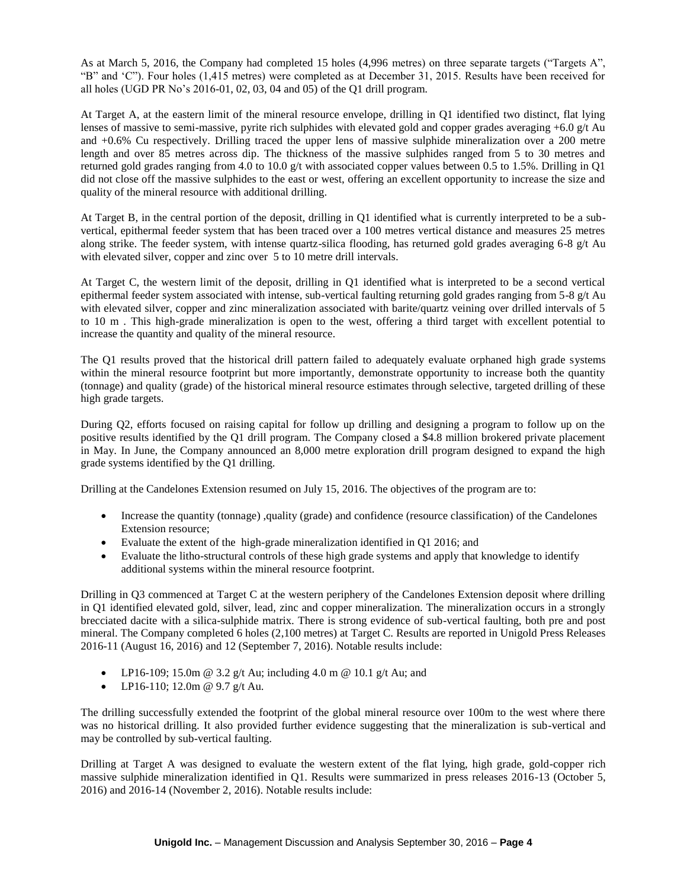As at March 5, 2016, the Company had completed 15 holes (4,996 metres) on three separate targets ("Targets A", "B" and 'C"). Four holes (1,415 metres) were completed as at December 31, 2015. Results have been received for all holes (UGD PR No's 2016-01, 02, 03, 04 and 05) of the Q1 drill program.

At Target A, at the eastern limit of the mineral resource envelope, drilling in Q1 identified two distinct, flat lying lenses of massive to semi-massive, pyrite rich sulphides with elevated gold and copper grades averaging +6.0 g/t Au and +0.6% Cu respectively. Drilling traced the upper lens of massive sulphide mineralization over a 200 metre length and over 85 metres across dip. The thickness of the massive sulphides ranged from 5 to 30 metres and returned gold grades ranging from 4.0 to 10.0 g/t with associated copper values between 0.5 to 1.5%. Drilling in Q1 did not close off the massive sulphides to the east or west, offering an excellent opportunity to increase the size and quality of the mineral resource with additional drilling.

At Target B, in the central portion of the deposit, drilling in Q1 identified what is currently interpreted to be a sub-vertical, epithermal feeder system that has been traced over a 100 metres vertical distance and measures 25 metres along strike. The feeder system, with intense quartz-silica flooding, has returned gold grades averaging 6-8 g/t Au with elevated silver, copper and zinc over 5 to 10 metre drill intervals.

At Target C, the western limit of the deposit, drilling in Q1 identified what is interpreted to be a second vertical epithermal feeder system associated with intense, sub-vertical faulting returning gold grades ranging from 5-8 g/t Au with elevated silver, copper and zinc mineralization associated with barite/quartz veining over drilled intervals of 5 to 10 m . This high-grade mineralization is open to the west, offering a third target with excellent potential to increase the quantity and quality of the mineral resource.

The Q1 results proved that the historical drill pattern failed to adequately evaluate orphaned high grade systems within the mineral resource footprint but more importantly, demonstrate opportunity to increase both the quantity (tonnage) and quality (grade) of the historical mineral resource estimates through selective, targeted drilling of these high grade targets.

During Q2, efforts focused on raising capital for follow up drilling and designing a program to follow up on the positive results identified by the Q1 drill program. The Company closed a $4.8 million brokered private placement in May. In June, the Company announced an 8,000 metre exploration drill program designed to expand the high grade systems identified by the Q1 drilling.

Drilling at the Candelones Extension resumed on July 15, 2016. The objectives of the program are to:

- Increase the quantity (tonnage) ,quality (grade) and confidence (resource classification) of the Candelones Extension resource;
- Evaluate the extent of the high-grade mineralization identified in Q1 2016; and
- Evaluate the litho-structural controls of these high grade systems and apply that knowledge to identify additional systems within the mineral resource footprint.

Drilling in Q3 commenced at Target C at the western periphery of the Candelones Extension deposit where drilling in Q1 identified elevated gold, silver, lead, zinc and copper mineralization. The mineralization occurs in a strongly brecciated dacite with a silica-sulphide matrix. There is strong evidence of sub-vertical faulting, both pre and post mineral. The Company completed 6 holes (2,100 metres) at Target C. Results are reported in Unigold Press Releases 2016-11 (August 16, 2016) and 12 (September 7, 2016). Notable results include:

- LP16-109; 15.0m @ 3.2 g/t Au; including 4.0 m @ 10.1 g/t Au; and
- LP16-110; 12.0m @ 9.7 g/t Au.

The drilling successfully extended the footprint of the global mineral resource over 100m to the west where there was no historical drilling. It also provided further evidence suggesting that the mineralization is sub-vertical and may be controlled by sub-vertical faulting.

Drilling at Target A was designed to evaluate the western extent of the flat lying, high grade, gold-copper rich massive sulphide mineralization identified in Q1. Results were summarized in press releases 2016-13 (October 5, 2016) and 2016-14 (November 2, 2016). Notable results include: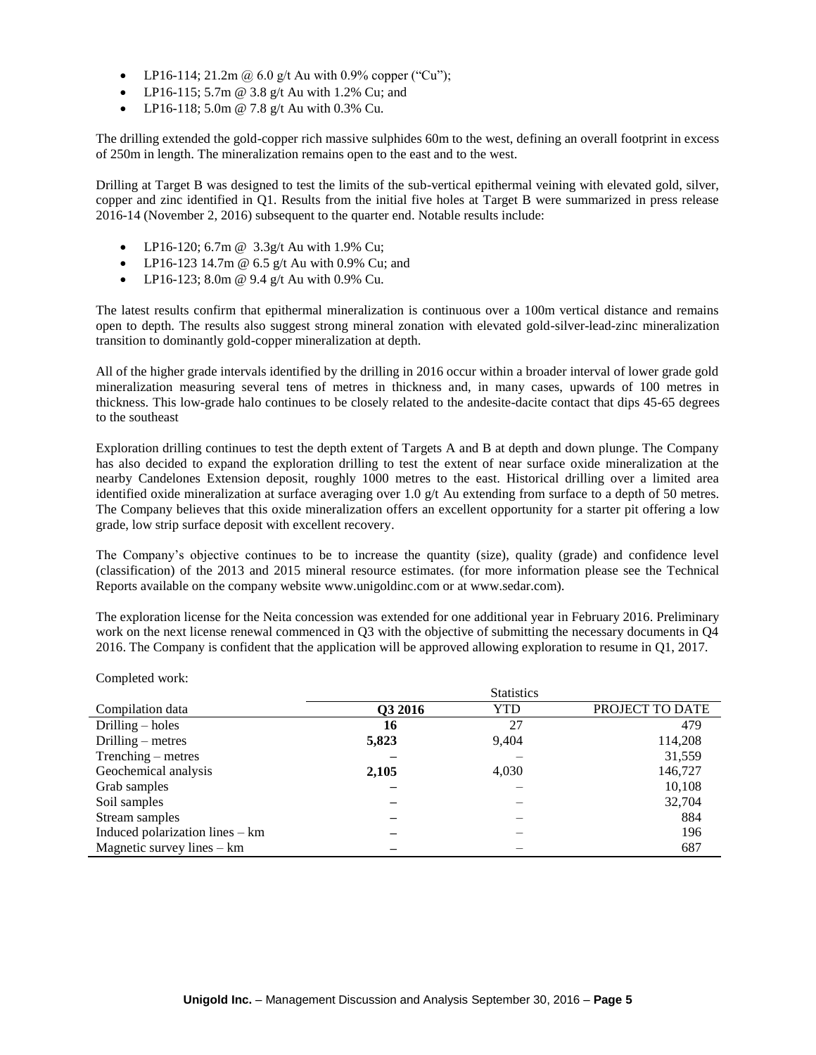- LP16-114; 21.2m @ 6.0 g/t Au with 0.9% copper ("Cu");
- LP16-115; 5.7m @ 3.8 g/t Au with 1.2% Cu; and
- LP16-118; 5.0m @ 7.8 g/t Au with 0.3% Cu.

The drilling extended the gold-copper rich massive sulphides 60m to the west, defining an overall footprint in excess of 250m in length. The mineralization remains open to the east and to the west.

Drilling at Target B was designed to test the limits of the sub-vertical epithermal veining with elevated gold, silver, copper and zinc identified in Q1. Results from the initial five holes at Target B were summarized in press release 2016-14 (November 2, 2016) subsequent to the quarter end. Notable results include:

- LP16-120; 6.7m @ 3.3g/t Au with 1.9% Cu;
- LP16-123 14.7m @ 6.5 g/t Au with 0.9% Cu; and
- LP16-123; 8.0m @ 9.4 g/t Au with 0.9% Cu.

The latest results confirm that epithermal mineralization is continuous over a 100m vertical distance and remains open to depth. The results also suggest strong mineral zonation with elevated gold-silver-lead-zinc mineralization transition to dominantly gold-copper mineralization at depth.

All of the higher grade intervals identified by the drilling in 2016 occur within a broader interval of lower grade gold mineralization measuring several tens of metres in thickness and, in many cases, upwards of 100 metres in thickness. This low-grade halo continues to be closely related to the andesite-dacite contact that dips 45-65 degrees to the southeast

Exploration drilling continues to test the depth extent of Targets A and B at depth and down plunge. The Company has also decided to expand the exploration drilling to test the extent of near surface oxide mineralization at the nearby Candelones Extension deposit, roughly 1000 metres to the east. Historical drilling over a limited area identified oxide mineralization at surface averaging over 1.0 g/t Au extending from surface to a depth of 50 metres. The Company believes that this oxide mineralization offers an excellent opportunity for a starter pit offering a low grade, low strip surface deposit with excellent recovery.

The Company's objective continues to be to increase the quantity (size), quality (grade) and confidence level (classification) of the 2013 and 2015 mineral resource estimates. (for more information please see the Technical Reports available on the company website www.unigoldinc.com or at www.sedar.com).

The exploration license for the Neita concession was extended for one additional year in February 2016. Preliminary work on the next license renewal commenced in Q3 with the objective of submitting the necessary documents in Q4 2016. The Company is confident that the application will be approved allowing exploration to resume in Q1, 2017.

Completed work:

| | Statistics | | |
|---|---|---|---|
| Compilation data | **Q3 2016** | YTD | PROJECT TO DATE |
| Drilling – holes | **16** | 27 | 479 |
| Drilling – metres | **5,823** | 9,404 | 114,208 |
| Trenching – metres | **–** | – | 31,559 |
| Geochemical analysis | **2,105** | 4,030 | 146,727 |
| Grab samples | **–** | – | 10,108 |
| Soil samples | **–** | – | 32,704 |
| Stream samples | **–** | – | 884 |
| Induced polarization lines – km | **–** | – | 196 |
| Magnetic survey lines – km | **–** | – | 687 |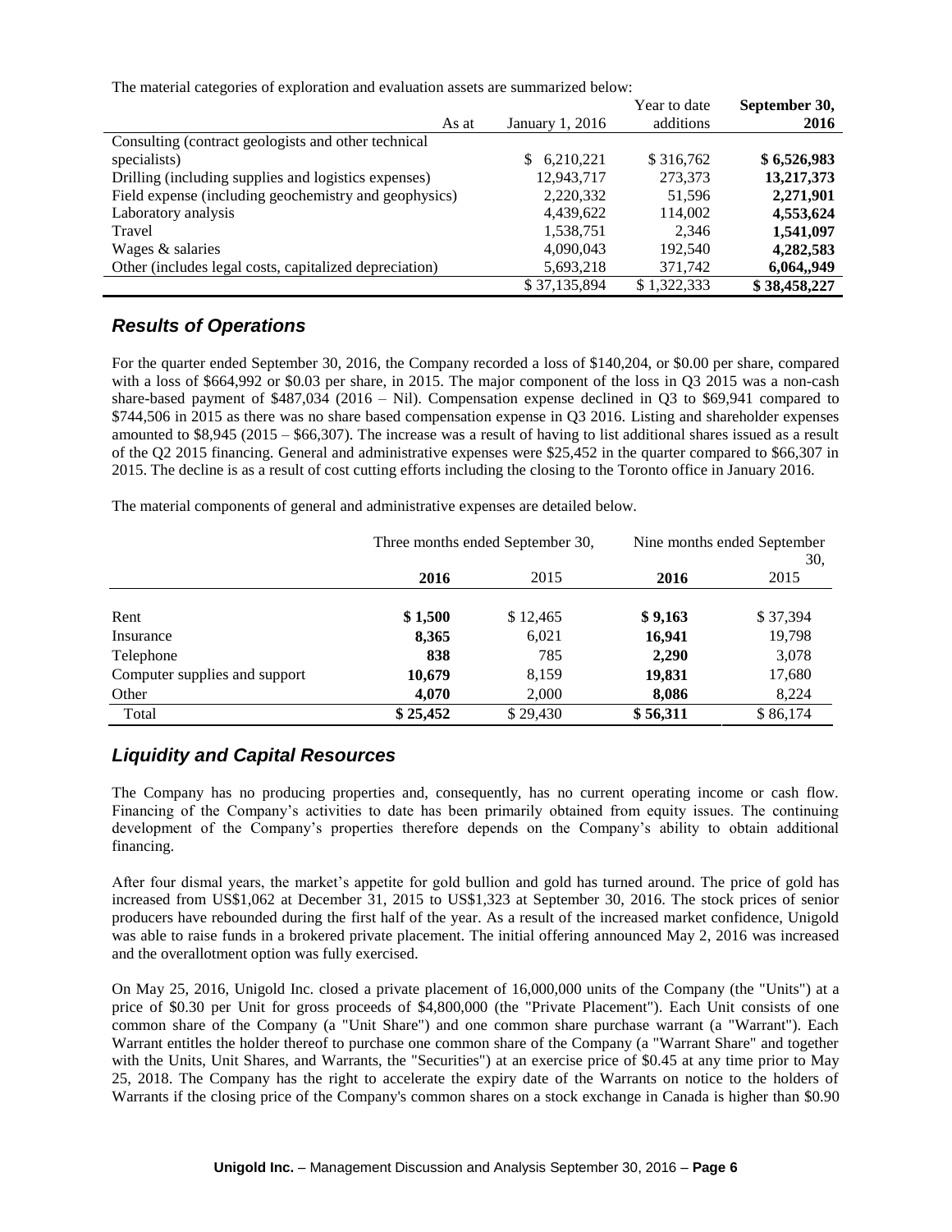The material categories of exploration and evaluation assets are summarized below:

| As at | January 1, 2016 | Year to date additions | **September 30, 2016** |
|---|---|---|---|
| Consulting (contract geologists and other technical specialists) | $ 6,210,221 | $ 316,762 | **$ 6,526,983** |
| Drilling (including supplies and logistics expenses) | 12,943,717 | 273,373 | **13,217,373** |
| Field expense (including geochemistry and geophysics) | 2,220,332 | 51,596 | **2,271,901** |
| Laboratory analysis | 4,439,622 | 114,002 | **4,553,624** |
| Travel | 1,538,751 | 2,346 | **1,541,097** |
| Wages & salaries | 4,090,043 | 192,540 | **4,282,583** |
| Other (includes legal costs, capitalized depreciation) | 5,693,218 | 371,742 | **6,064,,949** |
| | $ 37,135,894 | $ 1,322,333 | **$ 38,458,227** |

## *Results of Operations*

For the quarter ended September 30, 2016, the Company recorded a loss of $140,204, or $0.00 per share, compared with a loss of $664,992 or $0.03 per share, in 2015. The major component of the loss in Q3 2015 was a non-cash share-based payment of $487,034 (2016 – Nil). Compensation expense declined in Q3 to $69,941 compared to $744,506 in 2015 as there was no share based compensation expense in Q3 2016. Listing and shareholder expenses amounted to $8,945 (2015 – $66,307). The increase was a result of having to list additional shares issued as a result of the Q2 2015 financing. General and administrative expenses were $25,452 in the quarter compared to $66,307 in 2015. The decline is as a result of cost cutting efforts including the closing to the Toronto office in January 2016.

The material components of general and administrative expenses are detailed below.

| | Three months ended September 30, | | Nine months ended September 30, | |
|---|---|---|---|---|
| | **2016** | 2015 | **2016** | 2015 |
| Rent | **$ 1,500** | $ 12,465 | **$ 9,163** | $ 37,394 |
| Insurance | **8,365** | 6,021 | **16,941** | 19,798 |
| Telephone | **838** | 785 | **2,290** | 3,078 |
| Computer supplies and support | **10,679** | 8,159 | **19,831** | 17,680 |
| Other | **4,070** | 2,000 | **8,086** | 8,224 |
| Total | **$ 25,452** | $ 29,430 | **$ 56,311** | $ 86,174 |

## *Liquidity and Capital Resources*

The Company has no producing properties and, consequently, has no current operating income or cash flow. Financing of the Company's activities to date has been primarily obtained from equity issues. The continuing development of the Company's properties therefore depends on the Company's ability to obtain additional financing.

After four dismal years, the market's appetite for gold bullion and gold has turned around. The price of gold has increased from US$1,062 at December 31, 2015 to US$1,323 at September 30, 2016. The stock prices of senior producers have rebounded during the first half of the year. As a result of the increased market confidence, Unigold was able to raise funds in a brokered private placement. The initial offering announced May 2, 2016 was increased and the overallotment option was fully exercised.

On May 25, 2016, Unigold Inc. closed a private placement of 16,000,000 units of the Company (the "Units") at a price of $0.30 per Unit for gross proceeds of $4,800,000 (the "Private Placement"). Each Unit consists of one common share of the Company (a "Unit Share") and one common share purchase warrant (a "Warrant"). Each Warrant entitles the holder thereof to purchase one common share of the Company (a "Warrant Share" and together with the Units, Unit Shares, and Warrants, the "Securities") at an exercise price of $0.45 at any time prior to May 25, 2018. The Company has the right to accelerate the expiry date of the Warrants on notice to the holders of Warrants if the closing price of the Company's common shares on a stock exchange in Canada is higher than $0.90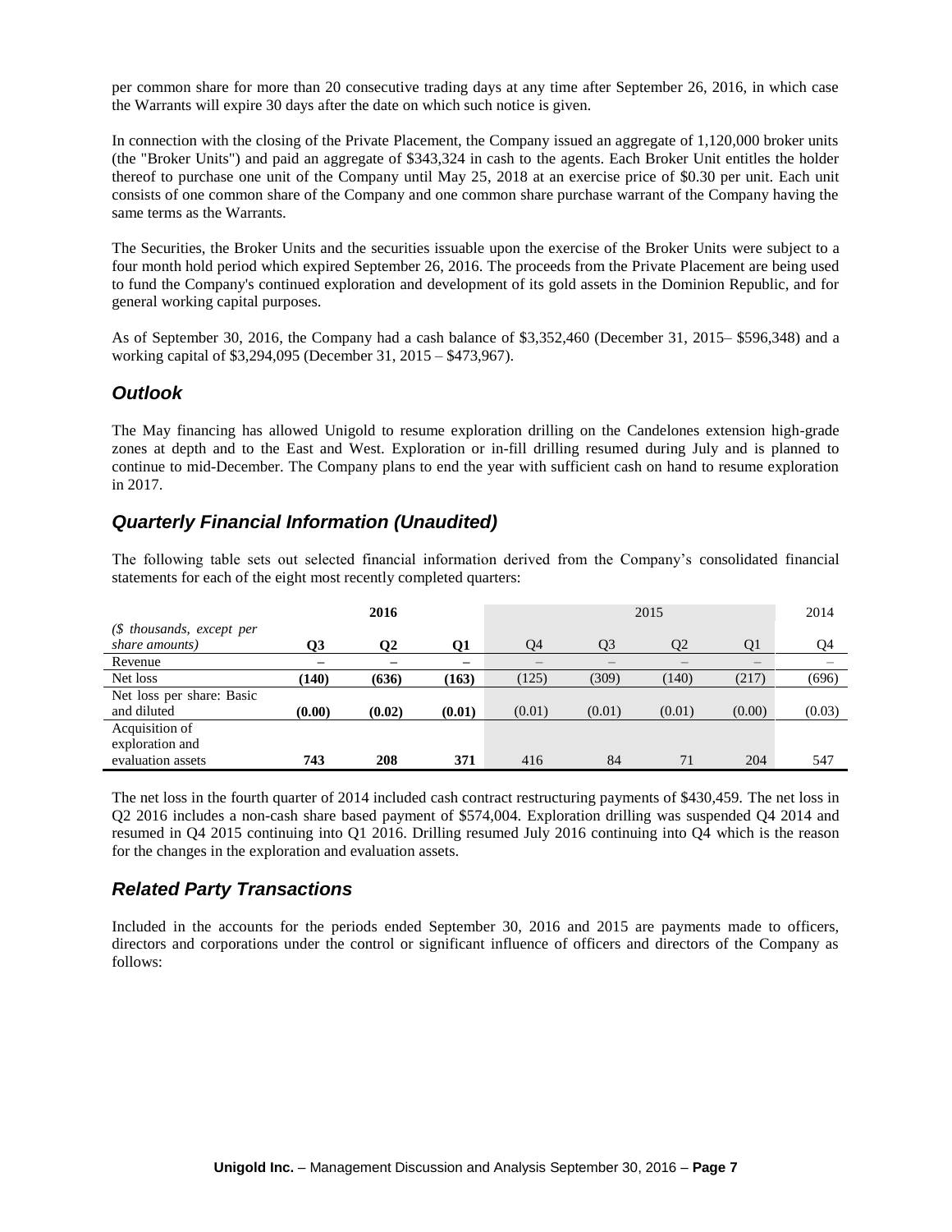per common share for more than 20 consecutive trading days at any time after September 26, 2016, in which case the Warrants will expire 30 days after the date on which such notice is given.

In connection with the closing of the Private Placement, the Company issued an aggregate of 1,120,000 broker units (the "Broker Units") and paid an aggregate of $343,324 in cash to the agents. Each Broker Unit entitles the holder thereof to purchase one unit of the Company until May 25, 2018 at an exercise price of $0.30 per unit. Each unit consists of one common share of the Company and one common share purchase warrant of the Company having the same terms as the Warrants.

The Securities, the Broker Units and the securities issuable upon the exercise of the Broker Units were subject to a four month hold period which expired September 26, 2016. The proceeds from the Private Placement are being used to fund the Company's continued exploration and development of its gold assets in the Dominion Republic, and for general working capital purposes.

As of September 30, 2016, the Company had a cash balance of $3,352,460 (December 31, 2015– $596,348) and a working capital of $3,294,095 (December 31, 2015 – $473,967).

## Outlook

The May financing has allowed Unigold to resume exploration drilling on the Candelones extension high-grade zones at depth and to the East and West. Exploration or in-fill drilling resumed during July and is planned to continue to mid-December. The Company plans to end the year with sufficient cash on hand to resume exploration in 2017.

## Quarterly Financial Information (Unaudited)

The following table sets out selected financial information derived from the Company's consolidated financial statements for each of the eight most recently completed quarters:

| | **2016** | | | 2015 | | | | 2014 |
|---|---|---|---|---|---|---|---|---|
| *($ thousands, except per share amounts)* | **Q3** | **Q2** | **Q1** | Q4 | Q3 | Q2 | Q1 | Q4 |
| Revenue | **–** | **–** | **–** | – | – | – | – | – |
| Net loss | **(140)** | **(636)** | **(163)** | (125) | (309) | (140) | (217) | (696) |
| Net loss per share: Basic and diluted | **(0.00)** | **(0.02)** | **(0.01)** | (0.01) | (0.01) | (0.01) | (0.00) | (0.03) |
| Acquisition of exploration and evaluation assets | **743** | **208** | **371** | 416 | 84 | 71 | 204 | 547 |

The net loss in the fourth quarter of 2014 included cash contract restructuring payments of $430,459. The net loss in Q2 2016 includes a non-cash share based payment of $574,004. Exploration drilling was suspended Q4 2014 and resumed in Q4 2015 continuing into Q1 2016. Drilling resumed July 2016 continuing into Q4 which is the reason for the changes in the exploration and evaluation assets.

## Related Party Transactions

Included in the accounts for the periods ended September 30, 2016 and 2015 are payments made to officers, directors and corporations under the control or significant influence of officers and directors of the Company as follows: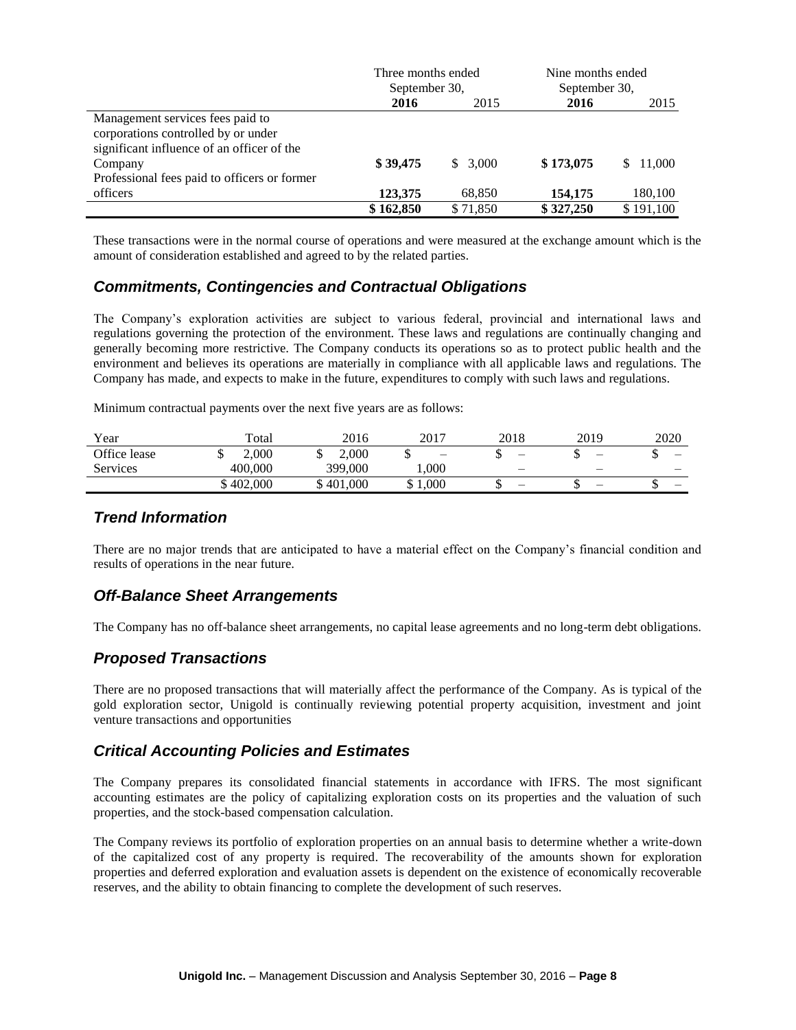| | Three months ended September 30, | | Nine months ended September 30, | |
|---|---|---|---|---|
| | **2016** | 2015 | **2016** | 2015 |
| Management services fees paid to corporations controlled by or under significant influence of an officer of the Company | **$ 39,475** | $ 3,000 | **$ 173,075** | $ 11,000 |
| Professional fees paid to officers or former officers | **123,375** | 68,850 | **154,175** | 180,100 |
| | **$ 162,850** | $ 71,850 | **$ 327,250** | $ 191,100 |

These transactions were in the normal course of operations and were measured at the exchange amount which is the amount of consideration established and agreed to by the related parties.

## *Commitments, Contingencies and Contractual Obligations*

The Company's exploration activities are subject to various federal, provincial and international laws and regulations governing the protection of the environment. These laws and regulations are continually changing and generally becoming more restrictive. The Company conducts its operations so as to protect public health and the environment and believes its operations are materially in compliance with all applicable laws and regulations. The Company has made, and expects to make in the future, expenditures to comply with such laws and regulations.

Minimum contractual payments over the next five years are as follows:

| Year | Total | 2016 | 2017 | 2018 | 2019 | 2020 |
|---|---|---|---|---|---|---|
| Office lease | $ 2,000 | $ 2,000 | $ – | $ – | $ – | $ – |
| Services | 400,000 | 399,000 | 1,000 | – | – | – |
| | $ 402,000 | $ 401,000 | $ 1,000 | $ – | $ – | $ – |

## *Trend Information*

There are no major trends that are anticipated to have a material effect on the Company's financial condition and results of operations in the near future.

## *Off-Balance Sheet Arrangements*

The Company has no off-balance sheet arrangements, no capital lease agreements and no long-term debt obligations.

## *Proposed Transactions*

There are no proposed transactions that will materially affect the performance of the Company. As is typical of the gold exploration sector, Unigold is continually reviewing potential property acquisition, investment and joint venture transactions and opportunities

## *Critical Accounting Policies and Estimates*

The Company prepares its consolidated financial statements in accordance with IFRS. The most significant accounting estimates are the policy of capitalizing exploration costs on its properties and the valuation of such properties, and the stock-based compensation calculation.

The Company reviews its portfolio of exploration properties on an annual basis to determine whether a write-down of the capitalized cost of any property is required. The recoverability of the amounts shown for exploration properties and deferred exploration and evaluation assets is dependent on the existence of economically recoverable reserves, and the ability to obtain financing to complete the development of such reserves.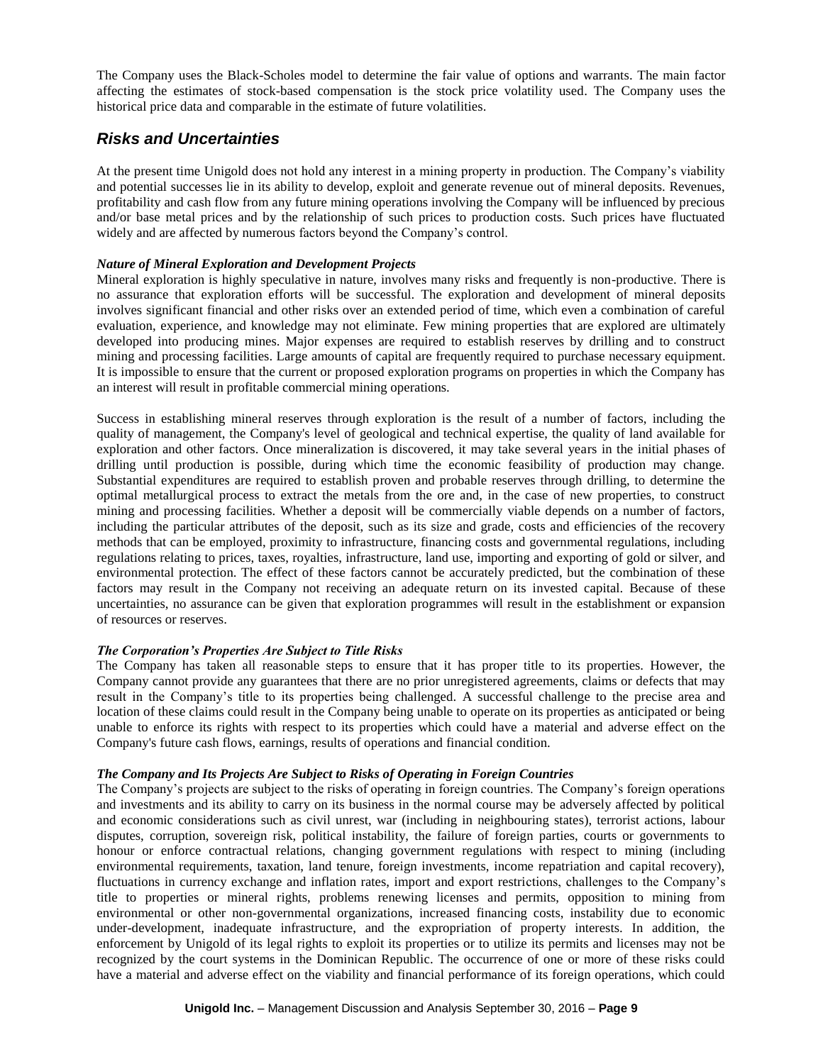The Company uses the Black-Scholes model to determine the fair value of options and warrants. The main factor affecting the estimates of stock-based compensation is the stock price volatility used. The Company uses the historical price data and comparable in the estimate of future volatilities.

## *Risks and Uncertainties*

At the present time Unigold does not hold any interest in a mining property in production. The Company's viability and potential successes lie in its ability to develop, exploit and generate revenue out of mineral deposits. Revenues, profitability and cash flow from any future mining operations involving the Company will be influenced by precious and/or base metal prices and by the relationship of such prices to production costs. Such prices have fluctuated widely and are affected by numerous factors beyond the Company's control.

***Nature of Mineral Exploration and Development Projects***

Mineral exploration is highly speculative in nature, involves many risks and frequently is non-productive. There is no assurance that exploration efforts will be successful. The exploration and development of mineral deposits involves significant financial and other risks over an extended period of time, which even a combination of careful evaluation, experience, and knowledge may not eliminate. Few mining properties that are explored are ultimately developed into producing mines. Major expenses are required to establish reserves by drilling and to construct mining and processing facilities. Large amounts of capital are frequently required to purchase necessary equipment. It is impossible to ensure that the current or proposed exploration programs on properties in which the Company has an interest will result in profitable commercial mining operations.

Success in establishing mineral reserves through exploration is the result of a number of factors, including the quality of management, the Company's level of geological and technical expertise, the quality of land available for exploration and other factors. Once mineralization is discovered, it may take several years in the initial phases of drilling until production is possible, during which time the economic feasibility of production may change. Substantial expenditures are required to establish proven and probable reserves through drilling, to determine the optimal metallurgical process to extract the metals from the ore and, in the case of new properties, to construct mining and processing facilities. Whether a deposit will be commercially viable depends on a number of factors, including the particular attributes of the deposit, such as its size and grade, costs and efficiencies of the recovery methods that can be employed, proximity to infrastructure, financing costs and governmental regulations, including regulations relating to prices, taxes, royalties, infrastructure, land use, importing and exporting of gold or silver, and environmental protection. The effect of these factors cannot be accurately predicted, but the combination of these factors may result in the Company not receiving an adequate return on its invested capital. Because of these uncertainties, no assurance can be given that exploration programmes will result in the establishment or expansion of resources or reserves.

***The Corporation's Properties Are Subject to Title Risks***

The Company has taken all reasonable steps to ensure that it has proper title to its properties. However, the Company cannot provide any guarantees that there are no prior unregistered agreements, claims or defects that may result in the Company's title to its properties being challenged. A successful challenge to the precise area and location of these claims could result in the Company being unable to operate on its properties as anticipated or being unable to enforce its rights with respect to its properties which could have a material and adverse effect on the Company's future cash flows, earnings, results of operations and financial condition.

***The Company and Its Projects Are Subject to Risks of Operating in Foreign Countries***

The Company's projects are subject to the risks of operating in foreign countries. The Company's foreign operations and investments and its ability to carry on its business in the normal course may be adversely affected by political and economic considerations such as civil unrest, war (including in neighbouring states), terrorist actions, labour disputes, corruption, sovereign risk, political instability, the failure of foreign parties, courts or governments to honour or enforce contractual relations, changing government regulations with respect to mining (including environmental requirements, taxation, land tenure, foreign investments, income repatriation and capital recovery), fluctuations in currency exchange and inflation rates, import and export restrictions, challenges to the Company's title to properties or mineral rights, problems renewing licenses and permits, opposition to mining from environmental or other non-governmental organizations, increased financing costs, instability due to economic under-development, inadequate infrastructure, and the expropriation of property interests. In addition, the enforcement by Unigold of its legal rights to exploit its properties or to utilize its permits and licenses may not be recognized by the court systems in the Dominican Republic. The occurrence of one or more of these risks could have a material and adverse effect on the viability and financial performance of its foreign operations, which could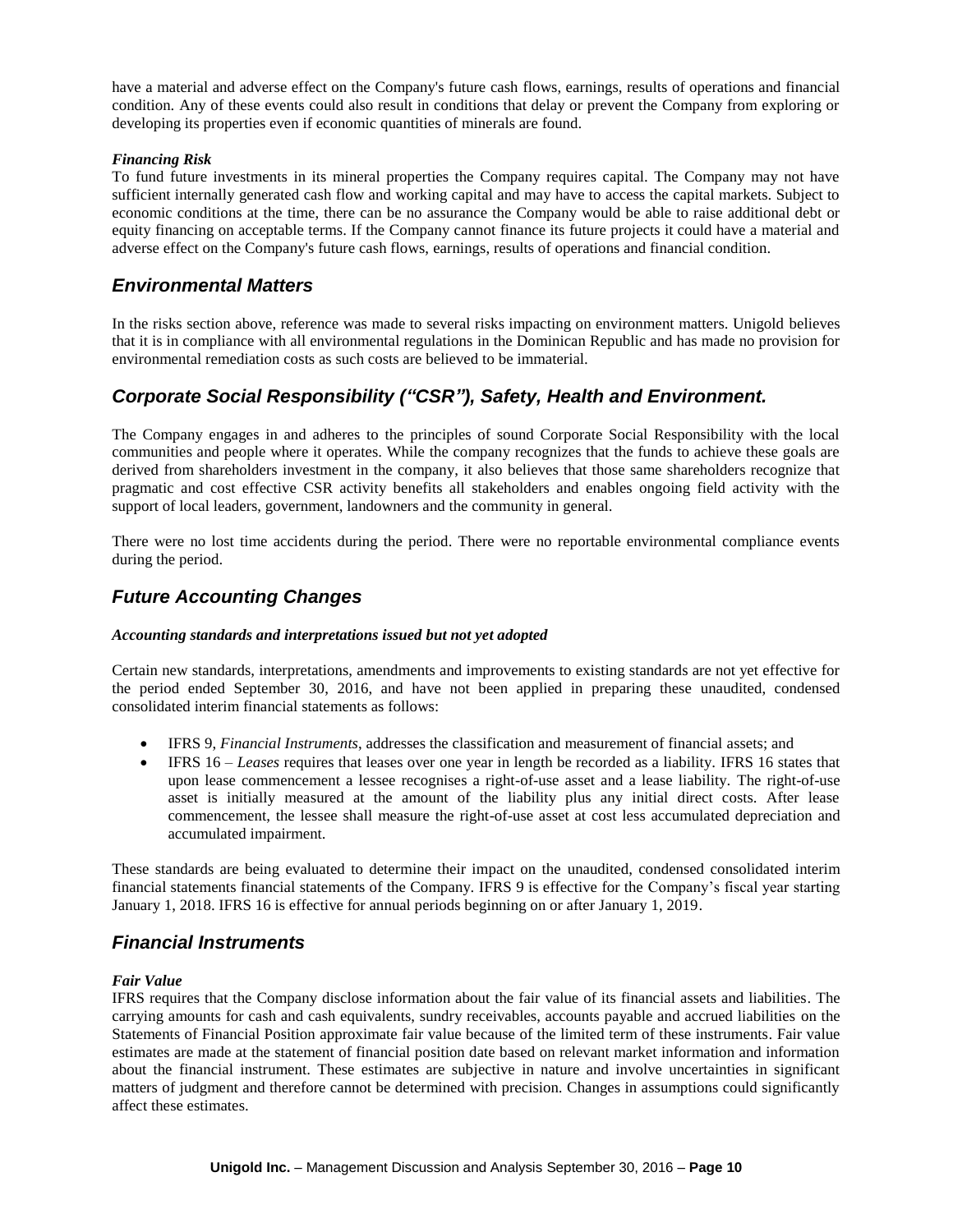have a material and adverse effect on the Company's future cash flows, earnings, results of operations and financial condition. Any of these events could also result in conditions that delay or prevent the Company from exploring or developing its properties even if economic quantities of minerals are found.

***Financing Risk***

To fund future investments in its mineral properties the Company requires capital. The Company may not have sufficient internally generated cash flow and working capital and may have to access the capital markets. Subject to economic conditions at the time, there can be no assurance the Company would be able to raise additional debt or equity financing on acceptable terms. If the Company cannot finance its future projects it could have a material and adverse effect on the Company's future cash flows, earnings, results of operations and financial condition.

## *Environmental Matters*

In the risks section above, reference was made to several risks impacting on environment matters. Unigold believes that it is in compliance with all environmental regulations in the Dominican Republic and has made no provision for environmental remediation costs as such costs are believed to be immaterial.

## *Corporate Social Responsibility ("CSR"), Safety, Health and Environment.*

The Company engages in and adheres to the principles of sound Corporate Social Responsibility with the local communities and people where it operates. While the company recognizes that the funds to achieve these goals are derived from shareholders investment in the company, it also believes that those same shareholders recognize that pragmatic and cost effective CSR activity benefits all stakeholders and enables ongoing field activity with the support of local leaders, government, landowners and the community in general.

There were no lost time accidents during the period. There were no reportable environmental compliance events during the period.

## *Future Accounting Changes*

***Accounting standards and interpretations issued but not yet adopted***

Certain new standards, interpretations, amendments and improvements to existing standards are not yet effective for the period ended September 30, 2016, and have not been applied in preparing these unaudited, condensed consolidated interim financial statements as follows:

- IFRS 9, *Financial Instruments*, addresses the classification and measurement of financial assets; and
- IFRS 16 – *Leases* requires that leases over one year in length be recorded as a liability. IFRS 16 states that upon lease commencement a lessee recognises a right-of-use asset and a lease liability. The right-of-use asset is initially measured at the amount of the liability plus any initial direct costs. After lease commencement, the lessee shall measure the right-of-use asset at cost less accumulated depreciation and accumulated impairment.

These standards are being evaluated to determine their impact on the unaudited, condensed consolidated interim financial statements financial statements of the Company. IFRS 9 is effective for the Company's fiscal year starting January 1, 2018. IFRS 16 is effective for annual periods beginning on or after January 1, 2019.

## *Financial Instruments*

***Fair Value***

IFRS requires that the Company disclose information about the fair value of its financial assets and liabilities. The carrying amounts for cash and cash equivalents, sundry receivables, accounts payable and accrued liabilities on the Statements of Financial Position approximate fair value because of the limited term of these instruments. Fair value estimates are made at the statement of financial position date based on relevant market information and information about the financial instrument. These estimates are subjective in nature and involve uncertainties in significant matters of judgment and therefore cannot be determined with precision. Changes in assumptions could significantly affect these estimates.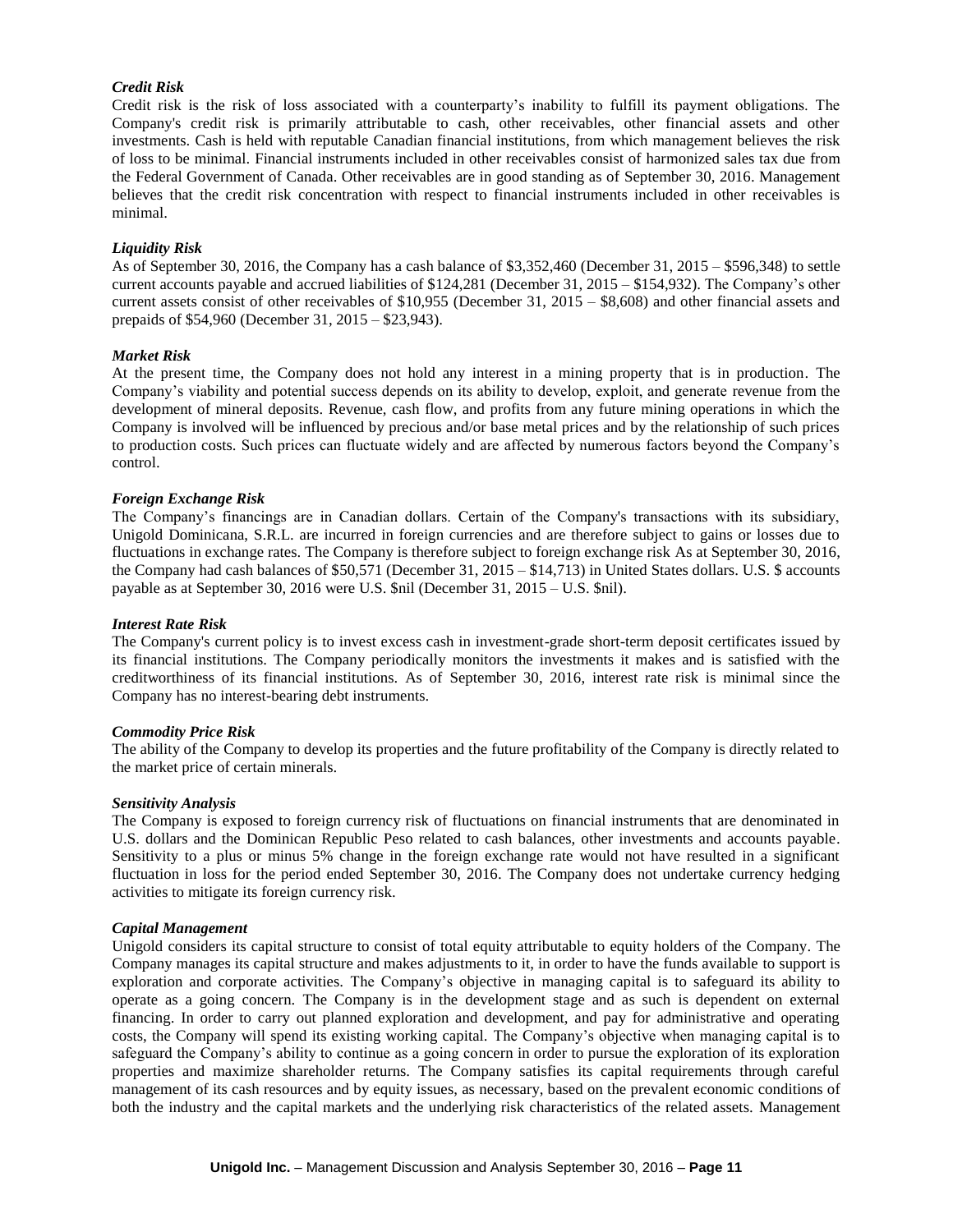***Credit Risk***

Credit risk is the risk of loss associated with a counterparty's inability to fulfill its payment obligations. The Company's credit risk is primarily attributable to cash, other receivables, other financial assets and other investments. Cash is held with reputable Canadian financial institutions, from which management believes the risk of loss to be minimal. Financial instruments included in other receivables consist of harmonized sales tax due from the Federal Government of Canada. Other receivables are in good standing as of September 30, 2016. Management believes that the credit risk concentration with respect to financial instruments included in other receivables is minimal.

***Liquidity Risk***

As of September 30, 2016, the Company has a cash balance of $3,352,460 (December 31, 2015 – $596,348) to settle current accounts payable and accrued liabilities of $124,281 (December 31, 2015 – $154,932). The Company's other current assets consist of other receivables of $10,955 (December 31, 2015 – $8,608) and other financial assets and prepaids of $54,960 (December 31, 2015 – $23,943).

***Market Risk***

At the present time, the Company does not hold any interest in a mining property that is in production. The Company's viability and potential success depends on its ability to develop, exploit, and generate revenue from the development of mineral deposits. Revenue, cash flow, and profits from any future mining operations in which the Company is involved will be influenced by precious and/or base metal prices and by the relationship of such prices to production costs. Such prices can fluctuate widely and are affected by numerous factors beyond the Company's control.

***Foreign Exchange Risk***

The Company's financings are in Canadian dollars. Certain of the Company's transactions with its subsidiary, Unigold Dominicana, S.R.L. are incurred in foreign currencies and are therefore subject to gains or losses due to fluctuations in exchange rates. The Company is therefore subject to foreign exchange risk As at September 30, 2016, the Company had cash balances of $50,571 (December 31, 2015 – $14,713) in United States dollars. U.S. $ accounts payable as at September 30, 2016 were U.S. $nil (December 31, 2015 – U.S. $nil).

***Interest Rate Risk***

The Company's current policy is to invest excess cash in investment-grade short-term deposit certificates issued by its financial institutions. The Company periodically monitors the investments it makes and is satisfied with the creditworthiness of its financial institutions. As of September 30, 2016, interest rate risk is minimal since the Company has no interest-bearing debt instruments.

***Commodity Price Risk***

The ability of the Company to develop its properties and the future profitability of the Company is directly related to the market price of certain minerals.

***Sensitivity Analysis***

The Company is exposed to foreign currency risk of fluctuations on financial instruments that are denominated in U.S. dollars and the Dominican Republic Peso related to cash balances, other investments and accounts payable. Sensitivity to a plus or minus 5% change in the foreign exchange rate would not have resulted in a significant fluctuation in loss for the period ended September 30, 2016. The Company does not undertake currency hedging activities to mitigate its foreign currency risk.

***Capital Management***

Unigold considers its capital structure to consist of total equity attributable to equity holders of the Company. The Company manages its capital structure and makes adjustments to it, in order to have the funds available to support is exploration and corporate activities. The Company's objective in managing capital is to safeguard its ability to operate as a going concern. The Company is in the development stage and as such is dependent on external financing. In order to carry out planned exploration and development, and pay for administrative and operating costs, the Company will spend its existing working capital. The Company's objective when managing capital is to safeguard the Company's ability to continue as a going concern in order to pursue the exploration of its exploration properties and maximize shareholder returns. The Company satisfies its capital requirements through careful management of its cash resources and by equity issues, as necessary, based on the prevalent economic conditions of both the industry and the capital markets and the underlying risk characteristics of the related assets. Management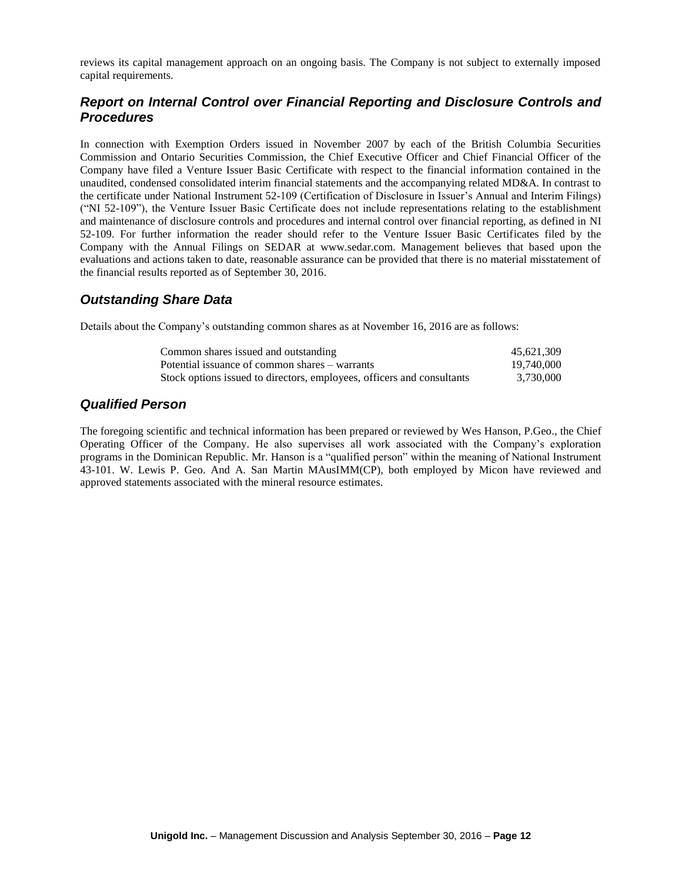reviews its capital management approach on an ongoing basis. The Company is not subject to externally imposed capital requirements.

## *Report on Internal Control over Financial Reporting and Disclosure Controls and Procedures*

In connection with Exemption Orders issued in November 2007 by each of the British Columbia Securities Commission and Ontario Securities Commission, the Chief Executive Officer and Chief Financial Officer of the Company have filed a Venture Issuer Basic Certificate with respect to the financial information contained in the unaudited, condensed consolidated interim financial statements and the accompanying related MD&A. In contrast to the certificate under National Instrument 52-109 (Certification of Disclosure in Issuer's Annual and Interim Filings) ("NI 52-109"), the Venture Issuer Basic Certificate does not include representations relating to the establishment and maintenance of disclosure controls and procedures and internal control over financial reporting, as defined in NI 52-109. For further information the reader should refer to the Venture Issuer Basic Certificates filed by the Company with the Annual Filings on SEDAR at www.sedar.com. Management believes that based upon the evaluations and actions taken to date, reasonable assurance can be provided that there is no material misstatement of the financial results reported as of September 30, 2016.

## *Outstanding Share Data*

Details about the Company's outstanding common shares as at November 16, 2016 are as follows:

| | |
|---|---:|
| Common shares issued and outstanding | 45,621,309 |
| Potential issuance of common shares – warrants | 19,740,000 |
| Stock options issued to directors, employees, officers and consultants | 3,730,000 |

## *Qualified Person*

The foregoing scientific and technical information has been prepared or reviewed by Wes Hanson, P.Geo., the Chief Operating Officer of the Company. He also supervises all work associated with the Company's exploration programs in the Dominican Republic. Mr. Hanson is a "qualified person" within the meaning of National Instrument 43-101. W. Lewis P. Geo. And A. San Martin MAusIMM(CP), both employed by Micon have reviewed and approved statements associated with the mineral resource estimates.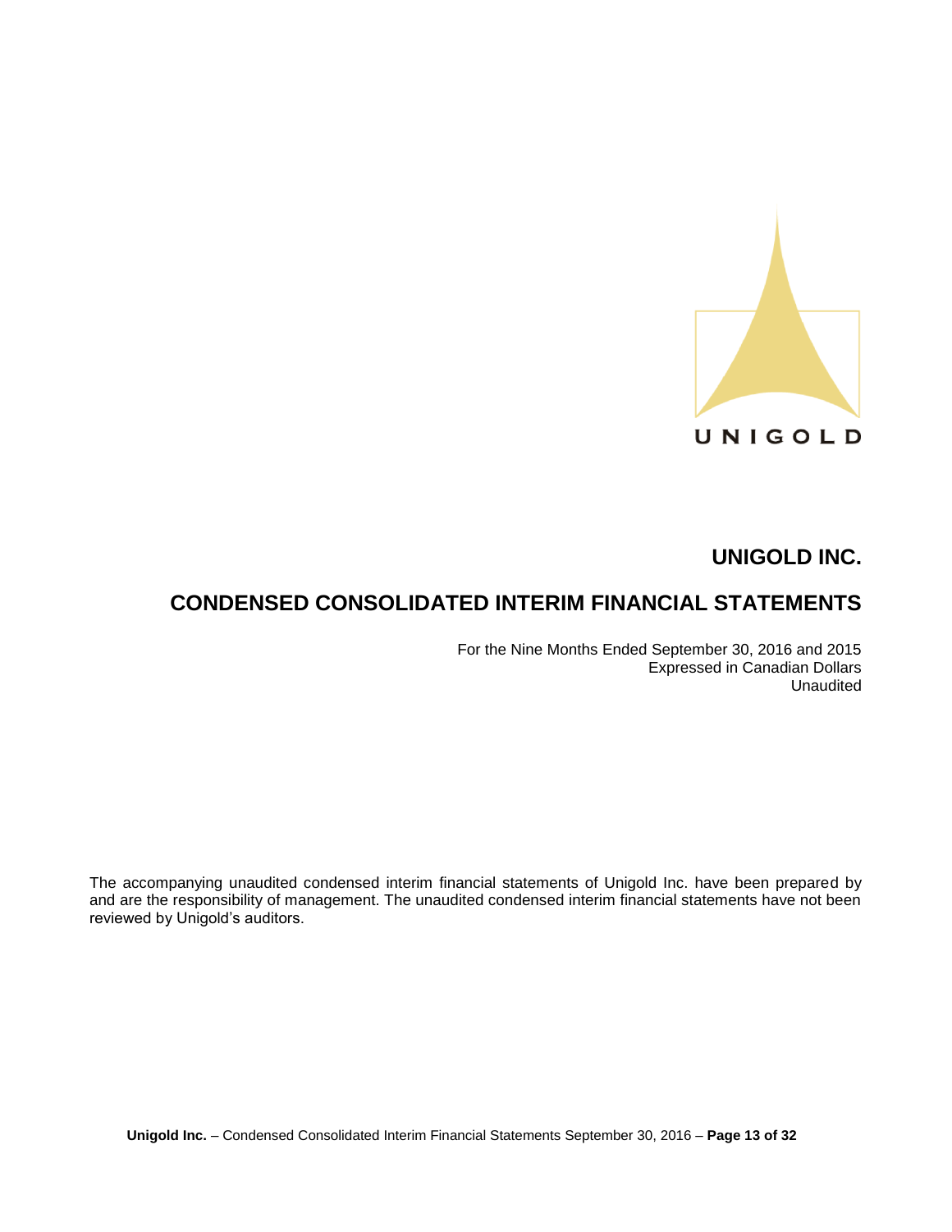UNIGOLD

# UNIGOLD INC.

# CONDENSED CONSOLIDATED INTERIM FINANCIAL STATEMENTS

For the Nine Months Ended September 30, 2016 and 2015
Expressed in Canadian Dollars
Unaudited

The accompanying unaudited condensed interim financial statements of Unigold Inc. have been prepared by and are the responsibility of management. The unaudited condensed interim financial statements have not been reviewed by Unigold's auditors.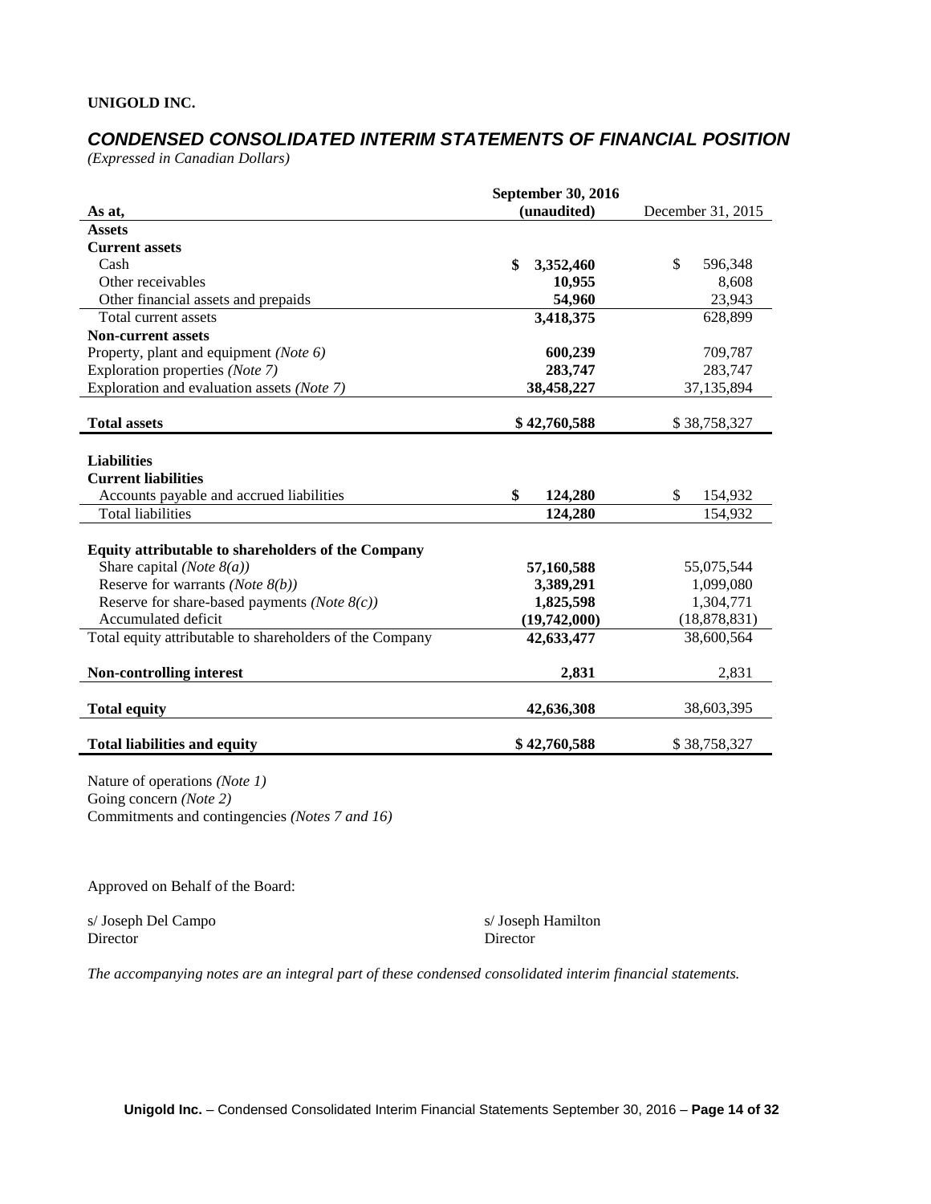**UNIGOLD INC.**

## *CONDENSED CONSOLIDATED INTERIM STATEMENTS OF FINANCIAL POSITION*

*(Expressed in Canadian Dollars)*

| As at, | September 30, 2016 (unaudited) | December 31, 2015 |
|---|---|---|
| **Assets** | | |
| **Current assets** | | |
| Cash | **$ 3,352,460** | $ 596,348 |
| Other receivables | **10,955** | 8,608 |
| Other financial assets and prepaids | **54,960** | 23,943 |
| Total current assets | **3,418,375** | 628,899 |
| **Non-current assets** | | |
| Property, plant and equipment *(Note 6)* | **600,239** | 709,787 |
| Exploration properties *(Note 7)* | **283,747** | 283,747 |
| Exploration and evaluation assets *(Note 7)* | **38,458,227** | 37,135,894 |
| **Total assets** | **$ 42,760,588** | $ 38,758,327 |
| **Liabilities** | | |
| **Current liabilities** | | |
| Accounts payable and accrued liabilities | **$ 124,280** | $ 154,932 |
| Total liabilities | **124,280** | 154,932 |
| **Equity attributable to shareholders of the Company** | | |
| Share capital *(Note 8(a))* | **57,160,588** | 55,075,544 |
| Reserve for warrants *(Note 8(b))* | **3,389,291** | 1,099,080 |
| Reserve for share-based payments *(Note 8(c))* | **1,825,598** | 1,304,771 |
| Accumulated deficit | **(19,742,000)** | (18,878,831) |
| Total equity attributable to shareholders of the Company | **42,633,477** | 38,600,564 |
| **Non-controlling interest** | **2,831** | 2,831 |
| **Total equity** | **42,636,308** | 38,603,395 |
| **Total liabilities and equity** | **$ 42,760,588** | $ 38,758,327 |

Nature of operations *(Note 1)*
Going concern *(Note 2)*
Commitments and contingencies *(Notes 7 and 16)*

Approved on Behalf of the Board:

s/ Joseph Del Campo
Director

s/ Joseph Hamilton
Director

*The accompanying notes are an integral part of these condensed consolidated interim financial statements.*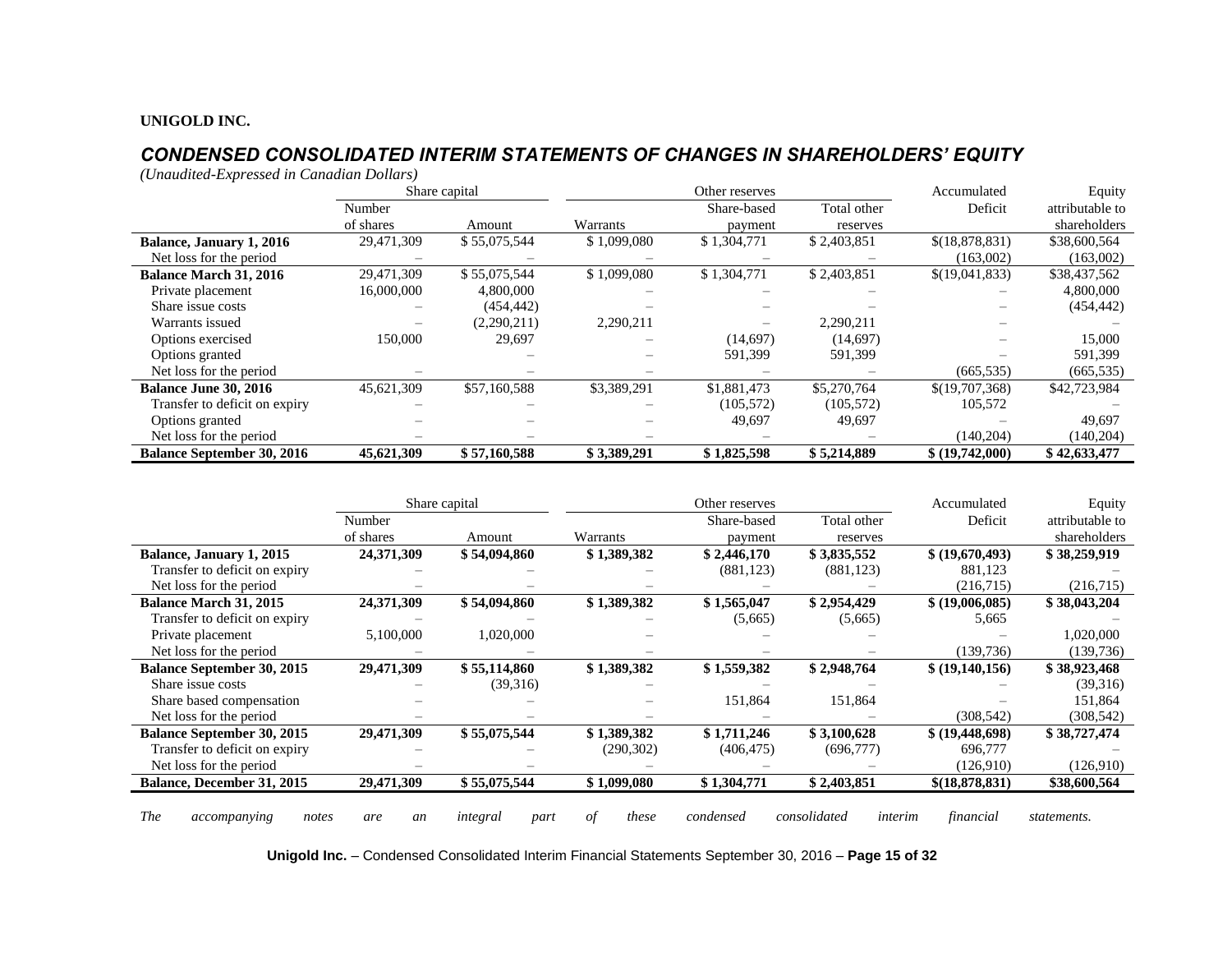**UNIGOLD INC.**

## *CONDENSED CONSOLIDATED INTERIM STATEMENTS OF CHANGES IN SHAREHOLDERS' EQUITY*

*(Unaudited-Expressed in Canadian Dollars)*

| | Share capital | | Other reserves | | | Accumulated | Equity |
|---|---|---|---|---|---|---|---|
| | Number of shares | Amount | Warrants | Share-based payment | Total other reserves | Deficit | attributable to shareholders |
| **Balance, January 1, 2016** | 29,471,309 | $ 55,075,544 | $ 1,099,080 | $ 1,304,771 | $ 2,403,851 | $(18,878,831) | $38,600,564 |
| Net loss for the period | – | – | – | – | – | (163,002) | (163,002) |
| **Balance March 31, 2016** | 29,471,309 | $ 55,075,544 | $ 1,099,080 | $ 1,304,771 | $ 2,403,851 | $(19,041,833) | $38,437,562 |
| Private placement | 16,000,000 | 4,800,000 | – | – | – | – | 4,800,000 |
| Share issue costs | – | (454,442) | – | – | – | – | (454,442) |
| Warrants issued | – | (2,290,211) | 2,290,211 | – | 2,290,211 | – | – |
| Options exercised | 150,000 | 29,697 | – | (14,697) | (14,697) | – | 15,000 |
| Options granted | | – | – | 591,399 | 591,399 | – | 591,399 |
| Net loss for the period | – | – | – | – | – | (665,535) | (665,535) |
| **Balance June 30, 2016** | 45,621,309 | $57,160,588 | $3,389,291 | $1,881,473 | $5,270,764 | $(19,707,368) | $42,723,984 |
| Transfer to deficit on expiry | – | – | – | (105,572) | (105,572) | 105,572 | – |
| Options granted | – | – | – | 49,697 | 49,697 | – | 49,697 |
| Net loss for the period | – | – | – | – | – | (140,204) | (140,204) |
| **Balance September 30, 2016** | **45,621,309** | **$ 57,160,588** | **$ 3,389,291** | **$ 1,825,598** | **$ 5,214,889** | **$ (19,742,000)** | **$ 42,633,477** |

| | Share capital | | Other reserves | | | Accumulated | Equity |
|---|---|---|---|---|---|---|---|
| | Number of shares | Amount | Warrants | Share-based payment | Total other reserves | Deficit | attributable to shareholders |
| **Balance, January 1, 2015** | **24,371,309** | **$ 54,094,860** | **$ 1,389,382** | **$ 2,446,170** | **$ 3,835,552** | **$ (19,670,493)** | **$ 38,259,919** |
| Transfer to deficit on expiry | – | – | – | (881,123) | (881,123) | 881,123 | – |
| Net loss for the period | – | – | – | – | – | (216,715) | (216,715) |
| **Balance March 31, 2015** | **24,371,309** | **$ 54,094,860** | **$ 1,389,382** | **$ 1,565,047** | **$ 2,954,429** | **$ (19,006,085)** | **$ 38,043,204** |
| Transfer to deficit on expiry | – | – | – | (5,665) | (5,665) | 5,665 | – |
| Private placement | 5,100,000 | 1,020,000 | – | – | – | – | 1,020,000 |
| Net loss for the period | – | – | – | – | – | (139,736) | (139,736) |
| **Balance September 30, 2015** | **29,471,309** | **$ 55,114,860** | **$ 1,389,382** | **$ 1,559,382** | **$ 2,948,764** | **$ (19,140,156)** | **$ 38,923,468** |
| Share issue costs | – | (39,316) | – | – | – | – | (39,316) |
| Share based compensation | – | – | – | 151,864 | 151,864 | – | 151,864 |
| Net loss for the period | – | – | – | – | – | (308,542) | (308,542) |
| **Balance September 30, 2015** | **29,471,309** | **$ 55,075,544** | **$ 1,389,382** | **$ 1,711,246** | **$ 3,100,628** | **$ (19,448,698)** | **$ 38,727,474** |
| Transfer to deficit on expiry | – | – | (290,302) | (406,475) | (696,777) | 696,777 | – |
| Net loss for the period | – | – | – | – | – | (126,910) | (126,910) |
| **Balance, December 31, 2015** | **29,471,309** | **$ 55,075,544** | **$ 1,099,080** | **$ 1,304,771** | **$ 2,403,851** | **$(18,878,831)** | **$38,600,564** |

*The accompanying notes are an integral part of these condensed consolidated interim financial statements.*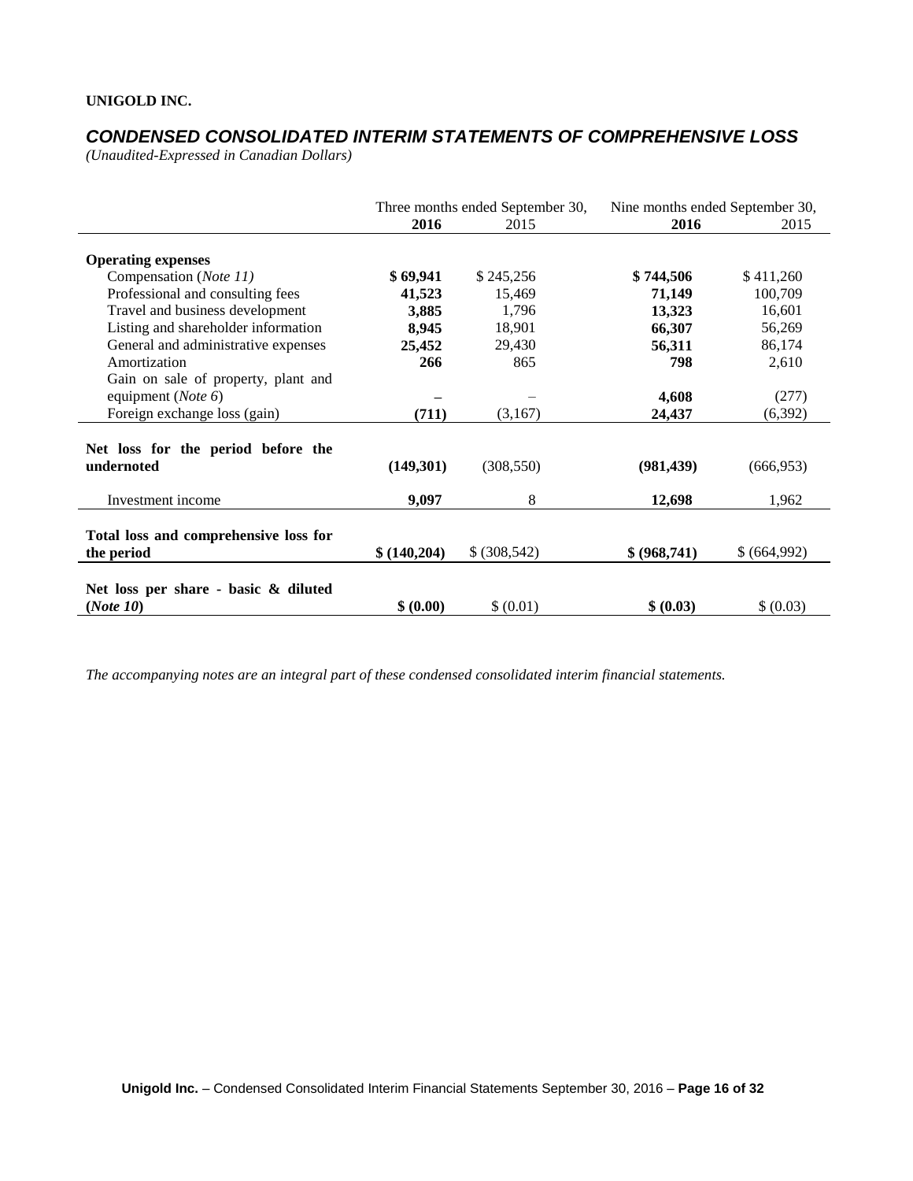**UNIGOLD INC.**

## *CONDENSED CONSOLIDATED INTERIM STATEMENTS OF COMPREHENSIVE LOSS*

*(Unaudited-Expressed in Canadian Dollars)*

| | Three months ended September 30, | | Nine months ended September 30, | |
|---|---|---|---|---|
| | **2016** | 2015 | **2016** | 2015 |
| **Operating expenses** | | | | |
| Compensation (*Note 11)* | **$ 69,941** | $ 245,256 | **$ 744,506** | $ 411,260 |
| Professional and consulting fees | **41,523** | 15,469 | **71,149** | 100,709 |
| Travel and business development | **3,885** | 1,796 | **13,323** | 16,601 |
| Listing and shareholder information | **8,945** | 18,901 | **66,307** | 56,269 |
| General and administrative expenses | **25,452** | 29,430 | **56,311** | 86,174 |
| Amortization | **266** | 865 | **798** | 2,610 |
| Gain on sale of property, plant and equipment (*Note 6*) | **–** | – | **4,608** | (277) |
| Foreign exchange loss (gain) | **(711)** | (3,167) | **24,437** | (6,392) |
| **Net loss for the period before the undernoted** | **(149,301)** | (308,550) | **(981,439)** | (666,953) |
| Investment income | **9,097** | 8 | **12,698** | 1,962 |
| **Total loss and comprehensive loss for the period** | **$ (140,204)** | $ (308,542) | **$ (968,741)** | $ (664,992) |
| **Net loss per share - basic & diluted (*Note 10*)** | **$ (0.00)** | $ (0.01) | **$ (0.03)** | $ (0.03) |

*The accompanying notes are an integral part of these condensed consolidated interim financial statements.*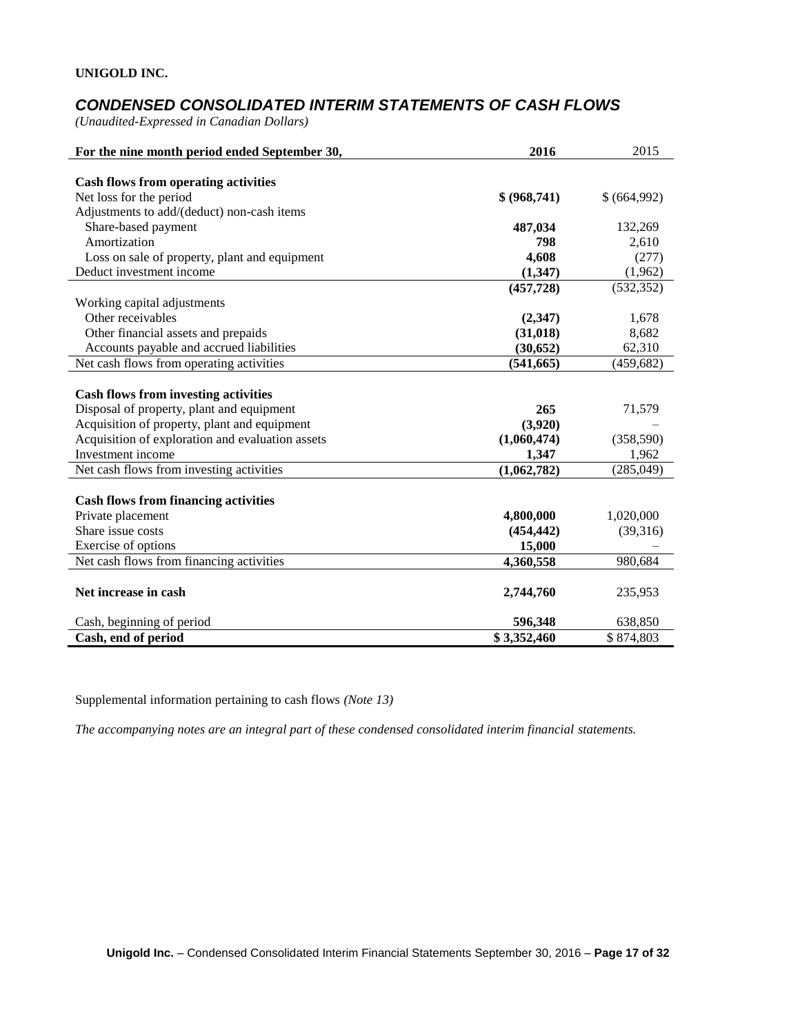**UNIGOLD INC.**

## *CONDENSED CONSOLIDATED INTERIM STATEMENTS OF CASH FLOWS*

*(Unaudited-Expressed in Canadian Dollars)*

| For the nine month period ended September 30, | 2016 | 2015 |
|---|---|---|
| **Cash flows from operating activities** | | |
| Net loss for the period | **$ (968,741)** | $ (664,992) |
| Adjustments to add/(deduct) non-cash items | | |
| Share-based payment | **487,034** | 132,269 |
| Amortization | **798** | 2,610 |
| Loss on sale of property, plant and equipment | **4,608** | (277) |
| Deduct investment income | **(1,347)** | (1,962) |
| | **(457,728)** | (532,352) |
| Working capital adjustments | | |
| Other receivables | **(2,347)** | 1,678 |
| Other financial assets and prepaids | **(31,018)** | 8,682 |
| Accounts payable and accrued liabilities | **(30,652)** | 62,310 |
| Net cash flows from operating activities | **(541,665)** | (459,682) |
| **Cash flows from investing activities** | | |
| Disposal of property, plant and equipment | **265** | 71,579 |
| Acquisition of property, plant and equipment | **(3,920)** | – |
| Acquisition of exploration and evaluation assets | **(1,060,474)** | (358,590) |
| Investment income | **1,347** | 1,962 |
| Net cash flows from investing activities | **(1,062,782)** | (285,049) |
| **Cash flows from financing activities** | | |
| Private placement | **4,800,000** | 1,020,000 |
| Share issue costs | **(454,442)** | (39,316) |
| Exercise of options | **15,000** | – |
| Net cash flows from financing activities | **4,360,558** | 980,684 |
| **Net increase in cash** | **2,744,760** | 235,953 |
| Cash, beginning of period | **596,348** | 638,850 |
| **Cash, end of period** | **$ 3,352,460** | $ 874,803 |

Supplemental information pertaining to cash flows *(Note 13)*

*The accompanying notes are an integral part of these condensed consolidated interim financial statements.*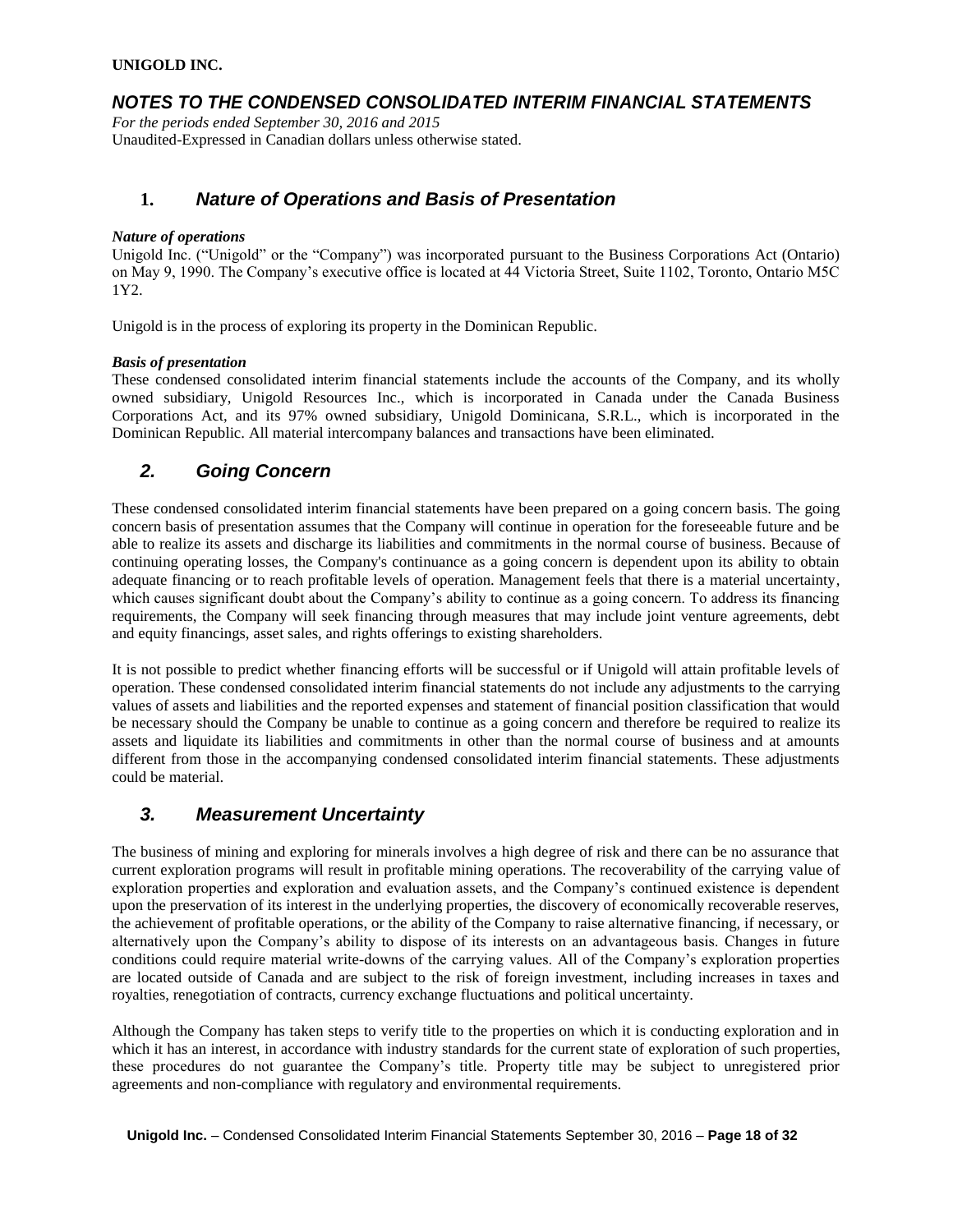**UNIGOLD INC.**

## *NOTES TO THE CONDENSED CONSOLIDATED INTERIM FINANCIAL STATEMENTS*

*For the periods ended September 30, 2016 and 2015*
Unaudited-Expressed in Canadian dollars unless otherwise stated.

## 1. *Nature of Operations and Basis of Presentation*

***Nature of operations***
Unigold Inc. ("Unigold" or the "Company") was incorporated pursuant to the Business Corporations Act (Ontario) on May 9, 1990. The Company's executive office is located at 44 Victoria Street, Suite 1102, Toronto, Ontario M5C 1Y2.

Unigold is in the process of exploring its property in the Dominican Republic.

***Basis of presentation***
These condensed consolidated interim financial statements include the accounts of the Company, and its wholly owned subsidiary, Unigold Resources Inc., which is incorporated in Canada under the Canada Business Corporations Act, and its 97% owned subsidiary, Unigold Dominicana, S.R.L., which is incorporated in the Dominican Republic. All material intercompany balances and transactions have been eliminated.

## *2. Going Concern*

These condensed consolidated interim financial statements have been prepared on a going concern basis. The going concern basis of presentation assumes that the Company will continue in operation for the foreseeable future and be able to realize its assets and discharge its liabilities and commitments in the normal course of business. Because of continuing operating losses, the Company's continuance as a going concern is dependent upon its ability to obtain adequate financing or to reach profitable levels of operation. Management feels that there is a material uncertainty, which causes significant doubt about the Company's ability to continue as a going concern. To address its financing requirements, the Company will seek financing through measures that may include joint venture agreements, debt and equity financings, asset sales, and rights offerings to existing shareholders.

It is not possible to predict whether financing efforts will be successful or if Unigold will attain profitable levels of operation. These condensed consolidated interim financial statements do not include any adjustments to the carrying values of assets and liabilities and the reported expenses and statement of financial position classification that would be necessary should the Company be unable to continue as a going concern and therefore be required to realize its assets and liquidate its liabilities and commitments in other than the normal course of business and at amounts different from those in the accompanying condensed consolidated interim financial statements. These adjustments could be material.

## *3. Measurement Uncertainty*

The business of mining and exploring for minerals involves a high degree of risk and there can be no assurance that current exploration programs will result in profitable mining operations. The recoverability of the carrying value of exploration properties and exploration and evaluation assets, and the Company's continued existence is dependent upon the preservation of its interest in the underlying properties, the discovery of economically recoverable reserves, the achievement of profitable operations, or the ability of the Company to raise alternative financing, if necessary, or alternatively upon the Company's ability to dispose of its interests on an advantageous basis. Changes in future conditions could require material write-downs of the carrying values. All of the Company's exploration properties are located outside of Canada and are subject to the risk of foreign investment, including increases in taxes and royalties, renegotiation of contracts, currency exchange fluctuations and political uncertainty.

Although the Company has taken steps to verify title to the properties on which it is conducting exploration and in which it has an interest, in accordance with industry standards for the current state of exploration of such properties, these procedures do not guarantee the Company's title. Property title may be subject to unregistered prior agreements and non-compliance with regulatory and environmental requirements.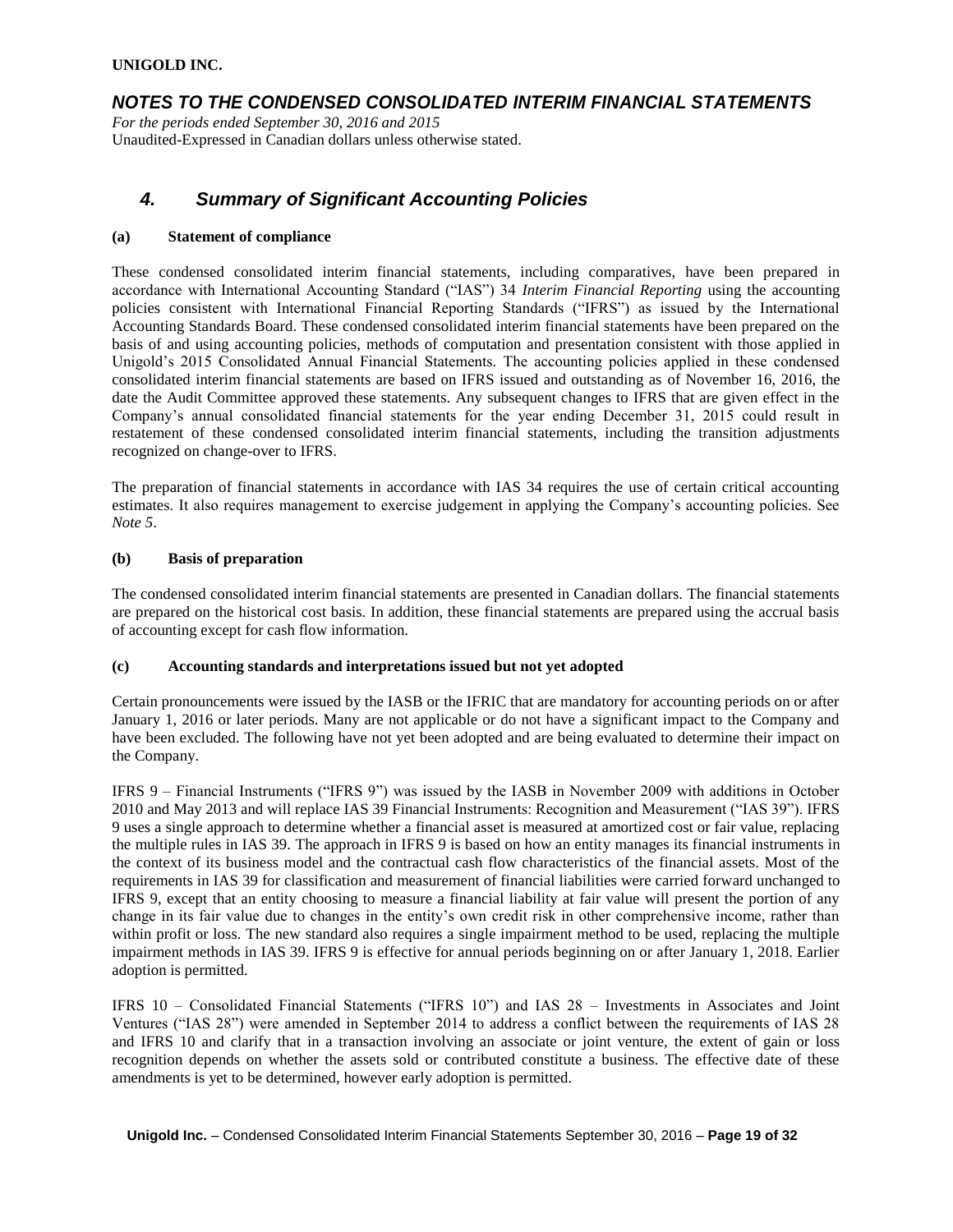## 4. Summary of Significant Accounting Policies

### (a) Statement of compliance

These condensed consolidated interim financial statements, including comparatives, have been prepared in accordance with International Accounting Standard ("IAS") 34 *Interim Financial Reporting* using the accounting policies consistent with International Financial Reporting Standards ("IFRS") as issued by the International Accounting Standards Board. These condensed consolidated interim financial statements have been prepared on the basis of and using accounting policies, methods of computation and presentation consistent with those applied in Unigold's 2015 Consolidated Annual Financial Statements. The accounting policies applied in these condensed consolidated interim financial statements are based on IFRS issued and outstanding as of November 16, 2016, the date the Audit Committee approved these statements. Any subsequent changes to IFRS that are given effect in the Company's annual consolidated financial statements for the year ending December 31, 2015 could result in restatement of these condensed consolidated interim financial statements, including the transition adjustments recognized on change-over to IFRS.

The preparation of financial statements in accordance with IAS 34 requires the use of certain critical accounting estimates. It also requires management to exercise judgement in applying the Company's accounting policies. See *Note 5*.

### (b) Basis of preparation

The condensed consolidated interim financial statements are presented in Canadian dollars. The financial statements are prepared on the historical cost basis. In addition, these financial statements are prepared using the accrual basis of accounting except for cash flow information.

### (c) Accounting standards and interpretations issued but not yet adopted

Certain pronouncements were issued by the IASB or the IFRIC that are mandatory for accounting periods on or after January 1, 2016 or later periods. Many are not applicable or do not have a significant impact to the Company and have been excluded. The following have not yet been adopted and are being evaluated to determine their impact on the Company.

IFRS 9 – Financial Instruments ("IFRS 9") was issued by the IASB in November 2009 with additions in October 2010 and May 2013 and will replace IAS 39 Financial Instruments: Recognition and Measurement ("IAS 39"). IFRS 9 uses a single approach to determine whether a financial asset is measured at amortized cost or fair value, replacing the multiple rules in IAS 39. The approach in IFRS 9 is based on how an entity manages its financial instruments in the context of its business model and the contractual cash flow characteristics of the financial assets. Most of the requirements in IAS 39 for classification and measurement of financial liabilities were carried forward unchanged to IFRS 9, except that an entity choosing to measure a financial liability at fair value will present the portion of any change in its fair value due to changes in the entity's own credit risk in other comprehensive income, rather than within profit or loss. The new standard also requires a single impairment method to be used, replacing the multiple impairment methods in IAS 39. IFRS 9 is effective for annual periods beginning on or after January 1, 2018. Earlier adoption is permitted.

IFRS 10 – Consolidated Financial Statements ("IFRS 10") and IAS 28 – Investments in Associates and Joint Ventures ("IAS 28") were amended in September 2014 to address a conflict between the requirements of IAS 28 and IFRS 10 and clarify that in a transaction involving an associate or joint venture, the extent of gain or loss recognition depends on whether the assets sold or contributed constitute a business. The effective date of these amendments is yet to be determined, however early adoption is permitted.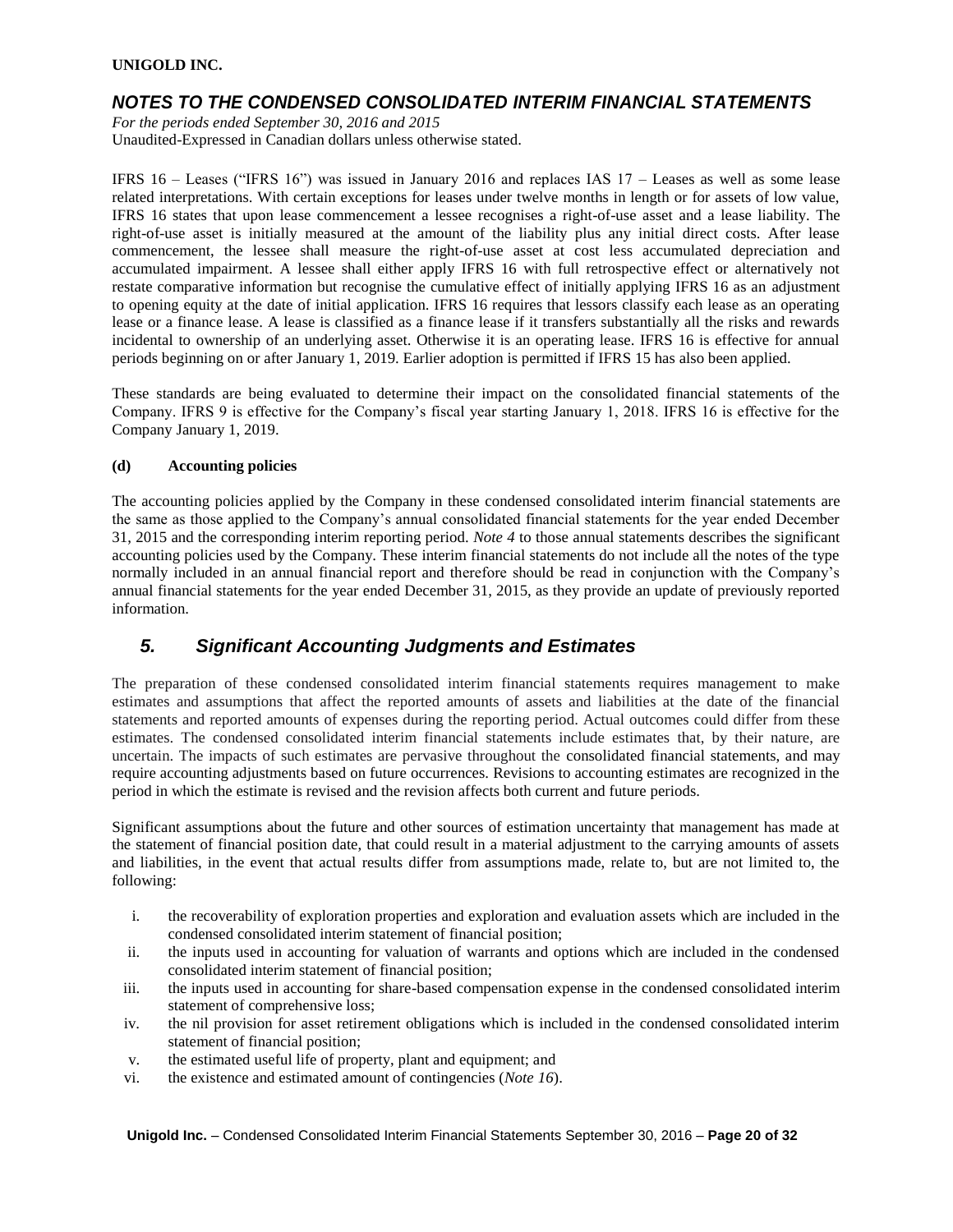IFRS 16 – Leases ("IFRS 16") was issued in January 2016 and replaces IAS 17 – Leases as well as some lease related interpretations. With certain exceptions for leases under twelve months in length or for assets of low value, IFRS 16 states that upon lease commencement a lessee recognises a right-of-use asset and a lease liability. The right-of-use asset is initially measured at the amount of the liability plus any initial direct costs. After lease commencement, the lessee shall measure the right-of-use asset at cost less accumulated depreciation and accumulated impairment. A lessee shall either apply IFRS 16 with full retrospective effect or alternatively not restate comparative information but recognise the cumulative effect of initially applying IFRS 16 as an adjustment to opening equity at the date of initial application. IFRS 16 requires that lessors classify each lease as an operating lease or a finance lease. A lease is classified as a finance lease if it transfers substantially all the risks and rewards incidental to ownership of an underlying asset. Otherwise it is an operating lease. IFRS 16 is effective for annual periods beginning on or after January 1, 2019. Earlier adoption is permitted if IFRS 15 has also been applied.

These standards are being evaluated to determine their impact on the consolidated financial statements of the Company. IFRS 9 is effective for the Company's fiscal year starting January 1, 2018. IFRS 16 is effective for the Company January 1, 2019.

**(d) Accounting policies**

The accounting policies applied by the Company in these condensed consolidated interim financial statements are the same as those applied to the Company's annual consolidated financial statements for the year ended December 31, 2015 and the corresponding interim reporting period. *Note 4* to those annual statements describes the significant accounting policies used by the Company. These interim financial statements do not include all the notes of the type normally included in an annual financial report and therefore should be read in conjunction with the Company's annual financial statements for the year ended December 31, 2015, as they provide an update of previously reported information.

## *5. Significant Accounting Judgments and Estimates*

The preparation of these condensed consolidated interim financial statements requires management to make estimates and assumptions that affect the reported amounts of assets and liabilities at the date of the financial statements and reported amounts of expenses during the reporting period. Actual outcomes could differ from these estimates. The condensed consolidated interim financial statements include estimates that, by their nature, are uncertain. The impacts of such estimates are pervasive throughout the consolidated financial statements, and may require accounting adjustments based on future occurrences. Revisions to accounting estimates are recognized in the period in which the estimate is revised and the revision affects both current and future periods.

Significant assumptions about the future and other sources of estimation uncertainty that management has made at the statement of financial position date, that could result in a material adjustment to the carrying amounts of assets and liabilities, in the event that actual results differ from assumptions made, relate to, but are not limited to, the following:

i. the recoverability of exploration properties and exploration and evaluation assets which are included in the condensed consolidated interim statement of financial position;
ii. the inputs used in accounting for valuation of warrants and options which are included in the condensed consolidated interim statement of financial position;
iii. the inputs used in accounting for share-based compensation expense in the condensed consolidated interim statement of comprehensive loss;
iv. the nil provision for asset retirement obligations which is included in the condensed consolidated interim statement of financial position;
v. the estimated useful life of property, plant and equipment; and
vi. the existence and estimated amount of contingencies (*Note 16*).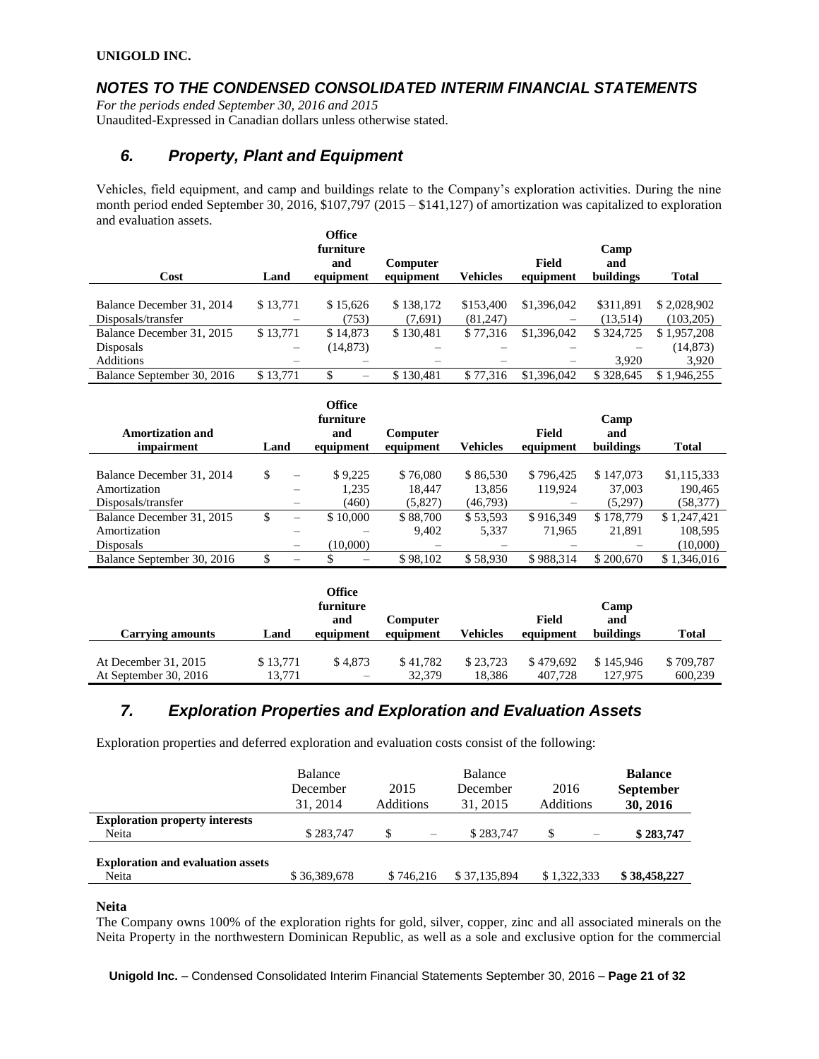**UNIGOLD INC.**

## *NOTES TO THE CONDENSED CONSOLIDATED INTERIM FINANCIAL STATEMENTS*

*For the periods ended September 30, 2016 and 2015*
Unaudited-Expressed in Canadian dollars unless otherwise stated.

## *6. Property, Plant and Equipment*

Vehicles, field equipment, and camp and buildings relate to the Company's exploration activities. During the nine month period ended September 30, 2016, $107,797 (2015 – $141,127) of amortization was capitalized to exploration and evaluation assets.

| Cost | Land | Office furniture and equipment | Computer equipment | Vehicles | Field equipment | Camp and buildings | Total |
|---|---|---|---|---|---|---|---|
| Balance December 31, 2014 | $ 13,771 | $ 15,626 | $ 138,172 | $153,400 | $1,396,042 | $311,891 | $ 2,028,902 |
| Disposals/transfer | – | (753) | (7,691) | (81,247) | – | (13,514) | (103,205) |
| Balance December 31, 2015 | $ 13,771 | $ 14,873 | $ 130,481 | $ 77,316 | $1,396,042 | $ 324,725 | $ 1,957,208 |
| Disposals | – | (14,873) | – | – | – | – | (14,873) |
| Additions | – | – | – | – | – | 3,920 | 3,920 |
| Balance September 30, 2016 | $ 13,771 | $ – | $ 130,481 | $ 77,316 | $1,396,042 | $ 328,645 | $ 1,946,255 |

| Amortization and impairment | Land | Office furniture and equipment | Computer equipment | Vehicles | Field equipment | Camp and buildings | Total |
|---|---|---|---|---|---|---|---|
| Balance December 31, 2014 | $ – | $ 9,225 | $ 76,080 | $ 86,530 | $ 796,425 | $ 147,073 | $1,115,333 |
| Amortization | – | 1,235 | 18,447 | 13,856 | 119,924 | 37,003 | 190,465 |
| Disposals/transfer | – | (460) | (5,827) | (46,793) | – | (5,297) | (58,377) |
| Balance December 31, 2015 | $ – | $ 10,000 | $ 88,700 | $ 53,593 | $ 916,349 | $ 178,779 | $ 1,247,421 |
| Amortization | – | – | 9,402 | 5,337 | 71,965 | 21,891 | 108,595 |
| Disposals | – | (10,000) | – | – | – | – | (10,000) |
| Balance September 30, 2016 | $ – | $ – | $ 98,102 | $ 58,930 | $ 988,314 | $ 200,670 | $ 1,346,016 |

| Carrying amounts | Land | Office furniture and equipment | Computer equipment | Vehicles | Field equipment | Camp and buildings | Total |
|---|---|---|---|---|---|---|---|
| At December 31, 2015 | $ 13,771 | $ 4,873 | $ 41,782 | $ 23,723 | $ 479,692 | $ 145,946 | $ 709,787 |
| At September 30, 2016 | 13,771 | – | 32,379 | 18,386 | 407,728 | 127,975 | 600,239 |

## *7. Exploration Properties and Exploration and Evaluation Assets*

Exploration properties and deferred exploration and evaluation costs consist of the following:

| | Balance December 31, 2014 | 2015 Additions | Balance December 31, 2015 | 2016 Additions | **Balance September 30, 2016** |
|---|---|---|---|---|---|
| **Exploration property interests** | | | | | |
| Neita | $ 283,747 | $ – | $ 283,747 | $ – | **$ 283,747** |
| **Exploration and evaluation assets** | | | | | |
| Neita | $ 36,389,678 | $ 746,216 | $ 37,135,894 | $ 1,322,333 | **$ 38,458,227** |

**Neita**

The Company owns 100% of the exploration rights for gold, silver, copper, zinc and all associated minerals on the Neita Property in the northwestern Dominican Republic, as well as a sole and exclusive option for the commercial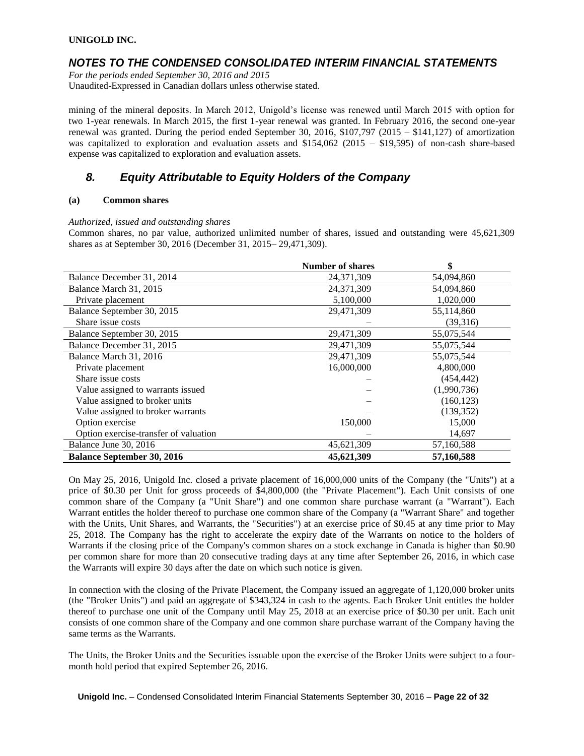mining of the mineral deposits. In March 2012, Unigold's license was renewed until March 2015 with option for two 1-year renewals. In March 2015, the first 1-year renewal was granted. In February 2016, the second one-year renewal was granted. During the period ended September 30, 2016, $107,797 (2015 – $141,127) of amortization was capitalized to exploration and evaluation assets and $154,062 (2015 – $19,595) of non-cash share-based expense was capitalized to exploration and evaluation assets.

## 8. Equity Attributable to Equity Holders of the Company

### (a) Common shares

*Authorized, issued and outstanding shares*

Common shares, no par value, authorized unlimited number of shares, issued and outstanding were 45,621,309 shares as at September 30, 2016 (December 31, 2015– 29,471,309).

| | Number of shares | $ |
|---|---|---|
| Balance December 31, 2014 | 24,371,309 | 54,094,860 |
| Balance March 31, 2015 | 24,371,309 | 54,094,860 |
| Private placement | 5,100,000 | 1,020,000 |
| Balance September 30, 2015 | 29,471,309 | 55,114,860 |
| Share issue costs | – | (39,316) |
| Balance September 30, 2015 | 29,471,309 | 55,075,544 |
| Balance December 31, 2015 | 29,471,309 | 55,075,544 |
| Balance March 31, 2016 | 29,471,309 | 55,075,544 |
| Private placement | 16,000,000 | 4,800,000 |
| Share issue costs | – | (454,442) |
| Value assigned to warrants issued | – | (1,990,736) |
| Value assigned to broker units | – | (160,123) |
| Value assigned to broker warrants | – | (139,352) |
| Option exercise | 150,000 | 15,000 |
| Option exercise-transfer of valuation | – | 14,697 |
| Balance June 30, 2016 | 45,621,309 | 57,160,588 |
| **Balance September 30, 2016** | **45,621,309** | **57,160,588** |

On May 25, 2016, Unigold Inc. closed a private placement of 16,000,000 units of the Company (the "Units") at a price of $0.30 per Unit for gross proceeds of $4,800,000 (the "Private Placement"). Each Unit consists of one common share of the Company (a "Unit Share") and one common share purchase warrant (a "Warrant"). Each Warrant entitles the holder thereof to purchase one common share of the Company (a "Warrant Share" and together with the Units, Unit Shares, and Warrants, the "Securities") at an exercise price of $0.45 at any time prior to May 25, 2018. The Company has the right to accelerate the expiry date of the Warrants on notice to the holders of Warrants if the closing price of the Company's common shares on a stock exchange in Canada is higher than $0.90 per common share for more than 20 consecutive trading days at any time after September 26, 2016, in which case the Warrants will expire 30 days after the date on which such notice is given.

In connection with the closing of the Private Placement, the Company issued an aggregate of 1,120,000 broker units (the "Broker Units") and paid an aggregate of $343,324 in cash to the agents. Each Broker Unit entitles the holder thereof to purchase one unit of the Company until May 25, 2018 at an exercise price of $0.30 per unit. Each unit consists of one common share of the Company and one common share purchase warrant of the Company having the same terms as the Warrants.

The Units, the Broker Units and the Securities issuable upon the exercise of the Broker Units were subject to a four-month hold period that expired September 26, 2016.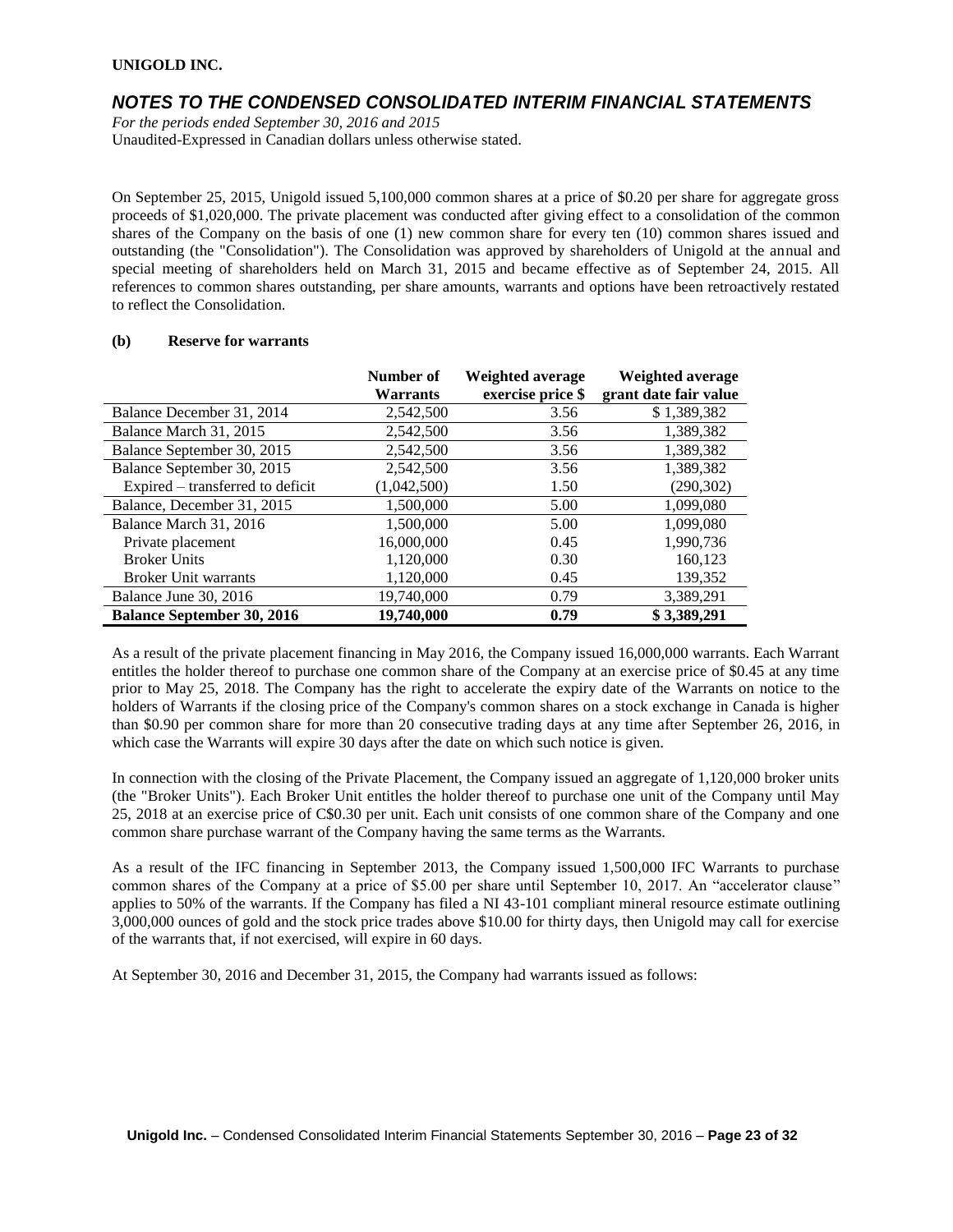On September 25, 2015, Unigold issued 5,100,000 common shares at a price of $0.20 per share for aggregate gross proceeds of $1,020,000. The private placement was conducted after giving effect to a consolidation of the common shares of the Company on the basis of one (1) new common share for every ten (10) common shares issued and outstanding (the "Consolidation"). The Consolidation was approved by shareholders of Unigold at the annual and special meeting of shareholders held on March 31, 2015 and became effective as of September 24, 2015. All references to common shares outstanding, per share amounts, warrants and options have been retroactively restated to reflect the Consolidation.

**(b) Reserve for warrants**

| | Number of Warrants | Weighted average exercise price $ | Weighted average grant date fair value |
|---|---|---|---|
| Balance December 31, 2014 | 2,542,500 | 3.56 | $ 1,389,382 |
| Balance March 31, 2015 | 2,542,500 | 3.56 | 1,389,382 |
| Balance September 30, 2015 | 2,542,500 | 3.56 | 1,389,382 |
| Balance September 30, 2015 | 2,542,500 | 3.56 | 1,389,382 |
| Expired – transferred to deficit | (1,042,500) | 1.50 | (290,302) |
| Balance, December 31, 2015 | 1,500,000 | 5.00 | 1,099,080 |
| Balance March 31, 2016 | 1,500,000 | 5.00 | 1,099,080 |
| Private placement | 16,000,000 | 0.45 | 1,990,736 |
| Broker Units | 1,120,000 | 0.30 | 160,123 |
| Broker Unit warrants | 1,120,000 | 0.45 | 139,352 |
| Balance June 30, 2016 | 19,740,000 | 0.79 | 3,389,291 |
| **Balance September 30, 2016** | **19,740,000** | **0.79** | **$ 3,389,291** |

As a result of the private placement financing in May 2016, the Company issued 16,000,000 warrants. Each Warrant entitles the holder thereof to purchase one common share of the Company at an exercise price of $0.45 at any time prior to May 25, 2018. The Company has the right to accelerate the expiry date of the Warrants on notice to the holders of Warrants if the closing price of the Company's common shares on a stock exchange in Canada is higher than $0.90 per common share for more than 20 consecutive trading days at any time after September 26, 2016, in which case the Warrants will expire 30 days after the date on which such notice is given.

In connection with the closing of the Private Placement, the Company issued an aggregate of 1,120,000 broker units (the "Broker Units"). Each Broker Unit entitles the holder thereof to purchase one unit of the Company until May 25, 2018 at an exercise price of C$0.30 per unit. Each unit consists of one common share of the Company and one common share purchase warrant of the Company having the same terms as the Warrants.

As a result of the IFC financing in September 2013, the Company issued 1,500,000 IFC Warrants to purchase common shares of the Company at a price of $5.00 per share until September 10, 2017. An "accelerator clause" applies to 50% of the warrants. If the Company has filed a NI 43-101 compliant mineral resource estimate outlining 3,000,000 ounces of gold and the stock price trades above $10.00 for thirty days, then Unigold may call for exercise of the warrants that, if not exercised, will expire in 60 days.

At September 30, 2016 and December 31, 2015, the Company had warrants issued as follows: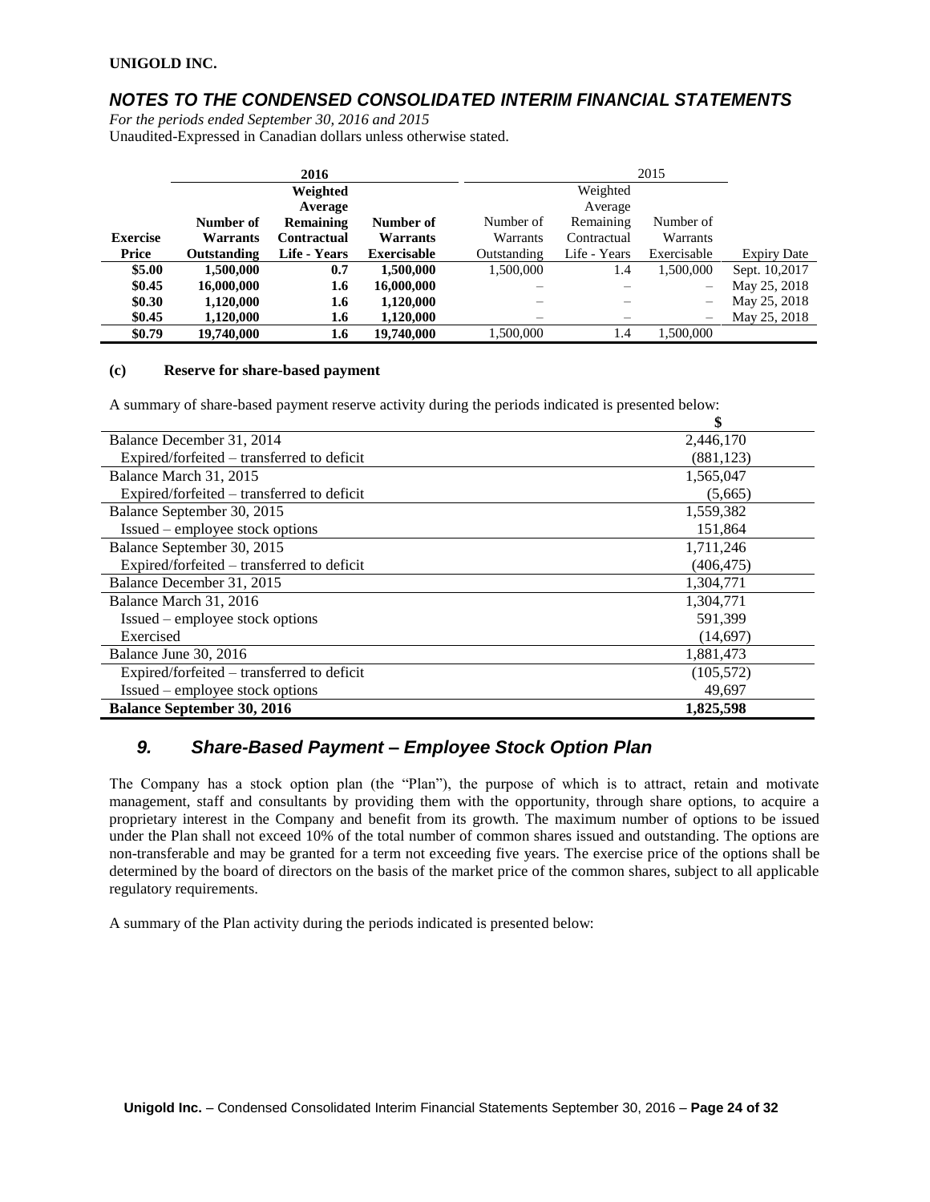**UNIGOLD INC.**

## *NOTES TO THE CONDENSED CONSOLIDATED INTERIM FINANCIAL STATEMENTS*

*For the periods ended September 30, 2016 and 2015*
Unaudited-Expressed in Canadian dollars unless otherwise stated.

| | 2016 | | | 2015 | | | |
|---|---|---|---|---|---|---|---|
| **Exercise Price** | **Number of Warrants Outstanding** | **Weighted Average Remaining Contractual Life - Years** | **Number of Warrants Exercisable** | Number of Warrants Outstanding | Weighted Average Remaining Contractual Life - Years | Number of Warrants Exercisable | Expiry Date |
| **\$5.00** | **1,500,000** | **0.7** | **1,500,000** | 1,500,000 | 1.4 | 1,500,000 | Sept. 10,2017 |
| **\$0.45** | **16,000,000** | **1.6** | **16,000,000** | – | – | – | May 25, 2018 |
| **\$0.30** | **1,120,000** | **1.6** | **1,120,000** | – | – | – | May 25, 2018 |
| **\$0.45** | **1,120,000** | **1.6** | **1,120,000** | – | – | – | May 25, 2018 |
| **\$0.79** | **19,740,000** | **1.6** | **19,740,000** | 1,500,000 | 1.4 | 1,500,000 | |

**(c) Reserve for share-based payment**

A summary of share-based payment reserve activity during the periods indicated is presented below:

| | \$ |
|---|---|
| Balance December 31, 2014 | 2,446,170 |
| Expired/forfeited – transferred to deficit | (881,123) |
| Balance March 31, 2015 | 1,565,047 |
| Expired/forfeited – transferred to deficit | (5,665) |
| Balance September 30, 2015 | 1,559,382 |
| Issued – employee stock options | 151,864 |
| Balance September 30, 2015 | 1,711,246 |
| Expired/forfeited – transferred to deficit | (406,475) |
| Balance December 31, 2015 | 1,304,771 |
| Balance March 31, 2016 | 1,304,771 |
| Issued – employee stock options | 591,399 |
| Exercised | (14,697) |
| Balance June 30, 2016 | 1,881,473 |
| Expired/forfeited – transferred to deficit | (105,572) |
| Issued – employee stock options | 49,697 |
| **Balance September 30, 2016** | **1,825,598** |

## *9. Share-Based Payment – Employee Stock Option Plan*

The Company has a stock option plan (the "Plan"), the purpose of which is to attract, retain and motivate management, staff and consultants by providing them with the opportunity, through share options, to acquire a proprietary interest in the Company and benefit from its growth. The maximum number of options to be issued under the Plan shall not exceed 10% of the total number of common shares issued and outstanding. The options are non-transferable and may be granted for a term not exceeding five years. The exercise price of the options shall be determined by the board of directors on the basis of the market price of the common shares, subject to all applicable regulatory requirements.

A summary of the Plan activity during the periods indicated is presented below: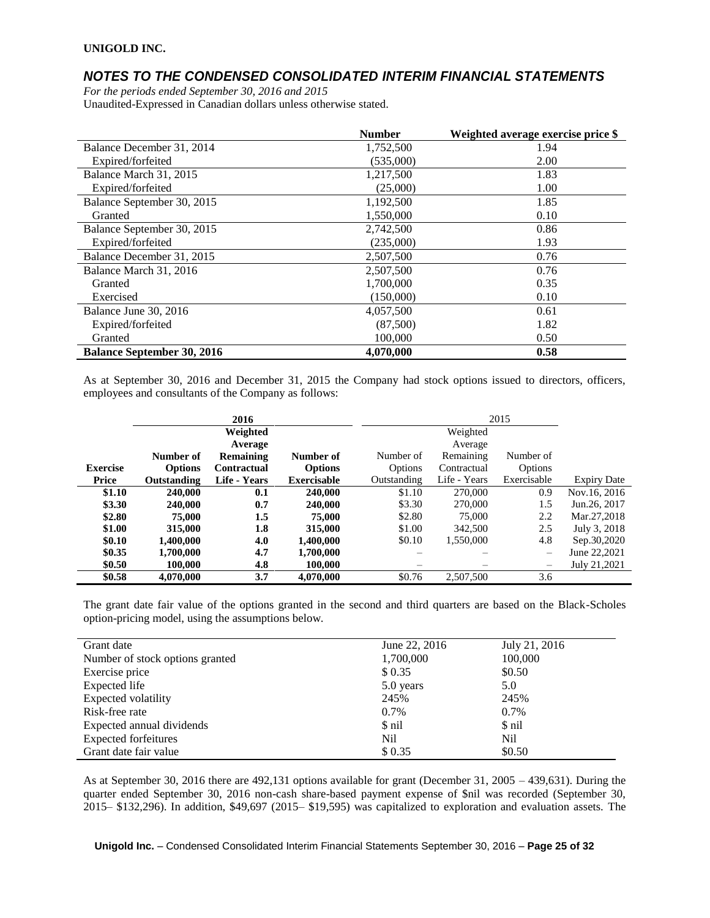*For the periods ended September 30, 2016 and 2015*
Unaudited-Expressed in Canadian dollars unless otherwise stated.

| | Number | Weighted average exercise price $ |
|---|---|---|
| Balance December 31, 2014 | 1,752,500 | 1.94 |
| Expired/forfeited | (535,000) | 2.00 |
| Balance March 31, 2015 | 1,217,500 | 1.83 |
| Expired/forfeited | (25,000) | 1.00 |
| Balance September 30, 2015 | 1,192,500 | 1.85 |
| Granted | 1,550,000 | 0.10 |
| Balance September 30, 2015 | 2,742,500 | 0.86 |
| Expired/forfeited | (235,000) | 1.93 |
| Balance December 31, 2015 | 2,507,500 | 0.76 |
| Balance March 31, 2016 | 2,507,500 | 0.76 |
| Granted | 1,700,000 | 0.35 |
| Exercised | (150,000) | 0.10 |
| Balance June 30, 2016 | 4,057,500 | 0.61 |
| Expired/forfeited | (87,500) | 1.82 |
| Granted | 100,000 | 0.50 |
| **Balance September 30, 2016** | **4,070,000** | **0.58** |

As at September 30, 2016 and December 31, 2015 the Company had stock options issued to directors, officers, employees and consultants of the Company as follows:

| | **2016** | | | 2015 | | | |
|---|---|---|---|---|---|---|---|
| **Exercise Price** | **Number of Options Outstanding** | **Weighted Average Remaining Contractual Life - Years** | **Number of Options Exercisable** | Number of Options Outstanding | Weighted Average Remaining Contractual Life - Years | Number of Options Exercisable | Expiry Date |
| **$1.10** | **240,000** | **0.1** | **240,000** | $1.10 | 270,000 | 0.9 | Nov.16, 2016 |
| **$3.30** | **240,000** | **0.7** | **240,000** | $3.30 | 270,000 | 1.5 | Jun.26, 2017 |
| **$2.80** | **75,000** | **1.5** | **75,000** | $2.80 | 75,000 | 2.2 | Mar.27,2018 |
| **$1.00** | **315,000** | **1.8** | **315,000** | $1.00 | 342,500 | 2.5 | July 3, 2018 |
| **$0.10** | **1,400,000** | **4.0** | **1,400,000** | $0.10 | 1,550,000 | 4.8 | Sep.30,2020 |
| **$0.35** | **1,700,000** | **4.7** | **1,700,000** | – | – | – | June 22,2021 |
| **$0.50** | **100,000** | **4.8** | **100,000** | – | – | – | July 21,2021 |
| **$0.58** | **4,070,000** | **3.7** | **4,070,000** | $0.76 | 2,507,500 | 3.6 | |

The grant date fair value of the options granted in the second and third quarters are based on the Black-Scholes option-pricing model, using the assumptions below.

| Grant date | June 22, 2016 | July 21, 2016 |
|---|---|---|
| Number of stock options granted | 1,700,000 | 100,000 |
| Exercise price | $ 0.35 | $0.50 |
| Expected life | 5.0 years | 5.0 |
| Expected volatility | 245% | 245% |
| Risk-free rate | 0.7% | 0.7% |
| Expected annual dividends | $ nil | $ nil |
| Expected forfeitures | Nil | Nil |
| Grant date fair value | $ 0.35 | $0.50 |

As at September 30, 2016 there are 492,131 options available for grant (December 31, 2005 – 439,631). During the quarter ended September 30, 2016 non-cash share-based payment expense of $nil was recorded (September 30, 2015– $132,296). In addition, $49,697 (2015– $19,595) was capitalized to exploration and evaluation assets. The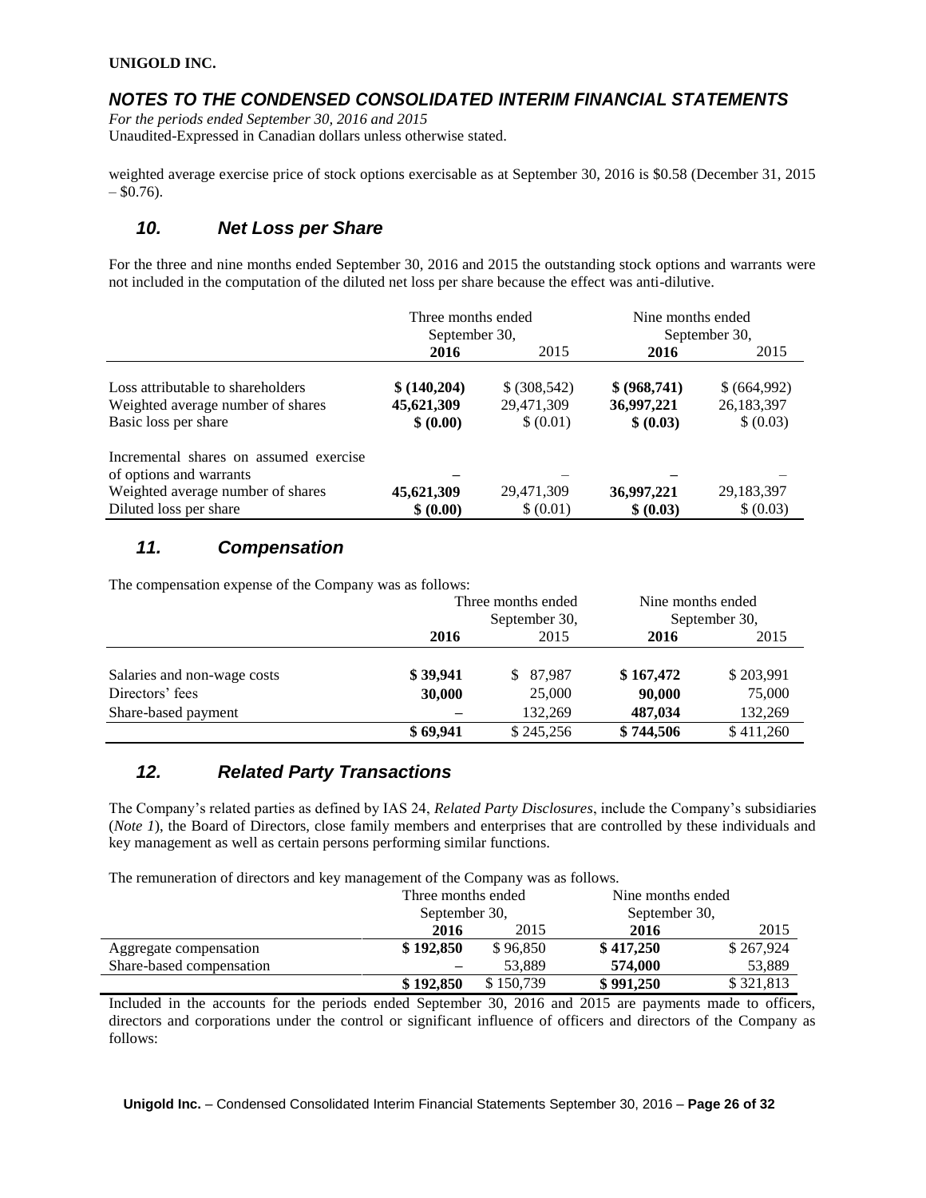weighted average exercise price of stock options exercisable as at September 30, 2016 is \$0.58 (December 31, 2015 – \$0.76).

## 10. Net Loss per Share

For the three and nine months ended September 30, 2016 and 2015 the outstanding stock options and warrants were not included in the computation of the diluted net loss per share because the effect was anti-dilutive.

| | Three months ended September 30, | | Nine months ended September 30, | |
|---|---|---|---|---|
| | **2016** | 2015 | **2016** | 2015 |
| Loss attributable to shareholders | **\$ (140,204)** | \$ (308,542) | **\$ (968,741)** | \$ (664,992) |
| Weighted average number of shares | **45,621,309** | 29,471,309 | **36,997,221** | 26,183,397 |
| Basic loss per share | **\$ (0.00)** | \$ (0.01) | **\$ (0.03)** | \$ (0.03) |
| Incremental shares on assumed exercise of options and warrants | **–** | – | **–** | – |
| Weighted average number of shares | **45,621,309** | 29,471,309 | **36,997,221** | 29,183,397 |
| Diluted loss per share | **\$ (0.00)** | \$ (0.01) | **\$ (0.03)** | \$ (0.03) |

## 11. Compensation

The compensation expense of the Company was as follows:

| | Three months ended September 30, | | Nine months ended September 30, | |
|---|---|---|---|---|
| | **2016** | 2015 | **2016** | 2015 |
| Salaries and non-wage costs | **\$ 39,941** | \$ 87,987 | **\$ 167,472** | \$ 203,991 |
| Directors' fees | **30,000** | 25,000 | **90,000** | 75,000 |
| Share-based payment | **–** | 132,269 | **487,034** | 132,269 |
| | **\$ 69,941** | \$ 245,256 | **\$ 744,506** | \$ 411,260 |

## 12. Related Party Transactions

The Company's related parties as defined by IAS 24, *Related Party Disclosures*, include the Company's subsidiaries (*Note 1*), the Board of Directors, close family members and enterprises that are controlled by these individuals and key management as well as certain persons performing similar functions.

The remuneration of directors and key management of the Company was as follows.

| | Three months ended September 30, | | Nine months ended September 30, | |
|---|---|---|---|---|
| | **2016** | 2015 | **2016** | 2015 |
| Aggregate compensation | **\$ 192,850** | \$ 96,850 | **\$ 417,250** | \$ 267,924 |
| Share-based compensation | **–** | 53,889 | **574,000** | 53,889 |
| | **\$ 192,850** | \$ 150,739 | **\$ 991,250** | \$ 321,813 |

Included in the accounts for the periods ended September 30, 2016 and 2015 are payments made to officers, directors and corporations under the control or significant influence of officers and directors of the Company as follows: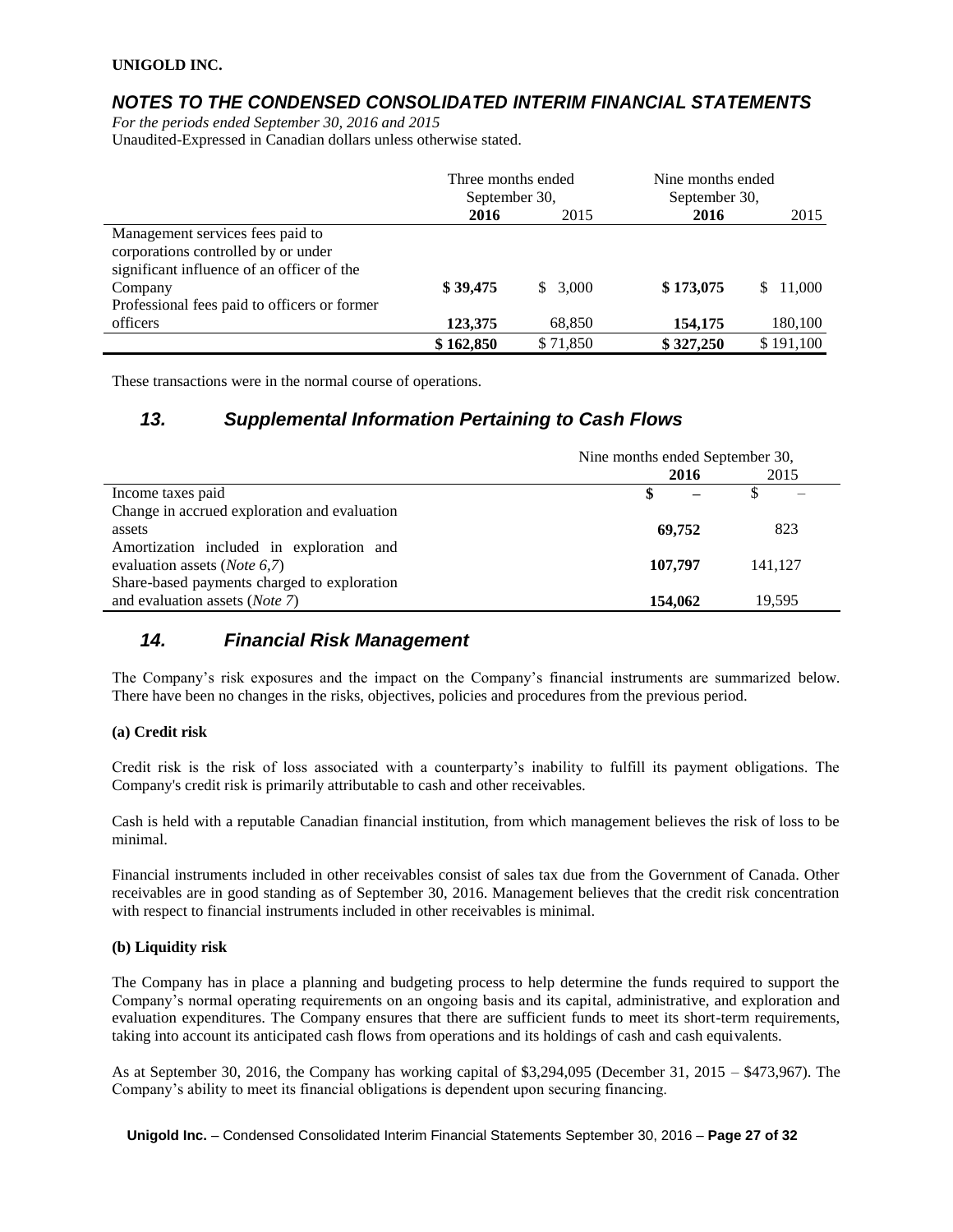| | Three months ended September 30, | | Nine months ended September 30, | |
|---|---|---|---|---|
| | **2016** | 2015 | **2016** | 2015 |
| Management services fees paid to corporations controlled by or under significant influence of an officer of the Company | **$ 39,475** | $ 3,000 | **$ 173,075** | $ 11,000 |
| Professional fees paid to officers or former officers | **123,375** | 68,850 | **154,175** | 180,100 |
| | **$ 162,850** | $ 71,850 | **$ 327,250** | $ 191,100 |

These transactions were in the normal course of operations.

## *13. Supplemental Information Pertaining to Cash Flows*

| | Nine months ended September 30, | |
|---|---|---|
| | **2016** | 2015 |
| Income taxes paid | **$ –** | $ – |
| Change in accrued exploration and evaluation assets | **69,752** | 823 |
| Amortization included in exploration and evaluation assets (*Note 6,7*) | **107,797** | 141,127 |
| Share-based payments charged to exploration and evaluation assets (*Note 7*) | **154,062** | 19,595 |

## *14. Financial Risk Management*

The Company's risk exposures and the impact on the Company's financial instruments are summarized below. There have been no changes in the risks, objectives, policies and procedures from the previous period.

**(a) Credit risk**

Credit risk is the risk of loss associated with a counterparty's inability to fulfill its payment obligations. The Company's credit risk is primarily attributable to cash and other receivables.

Cash is held with a reputable Canadian financial institution, from which management believes the risk of loss to be minimal.

Financial instruments included in other receivables consist of sales tax due from the Government of Canada. Other receivables are in good standing as of September 30, 2016. Management believes that the credit risk concentration with respect to financial instruments included in other receivables is minimal.

**(b) Liquidity risk**

The Company has in place a planning and budgeting process to help determine the funds required to support the Company's normal operating requirements on an ongoing basis and its capital, administrative, and exploration and evaluation expenditures. The Company ensures that there are sufficient funds to meet its short-term requirements, taking into account its anticipated cash flows from operations and its holdings of cash and cash equivalents.

As at September 30, 2016, the Company has working capital of $3,294,095 (December 31, 2015 – $473,967). The Company's ability to meet its financial obligations is dependent upon securing financing.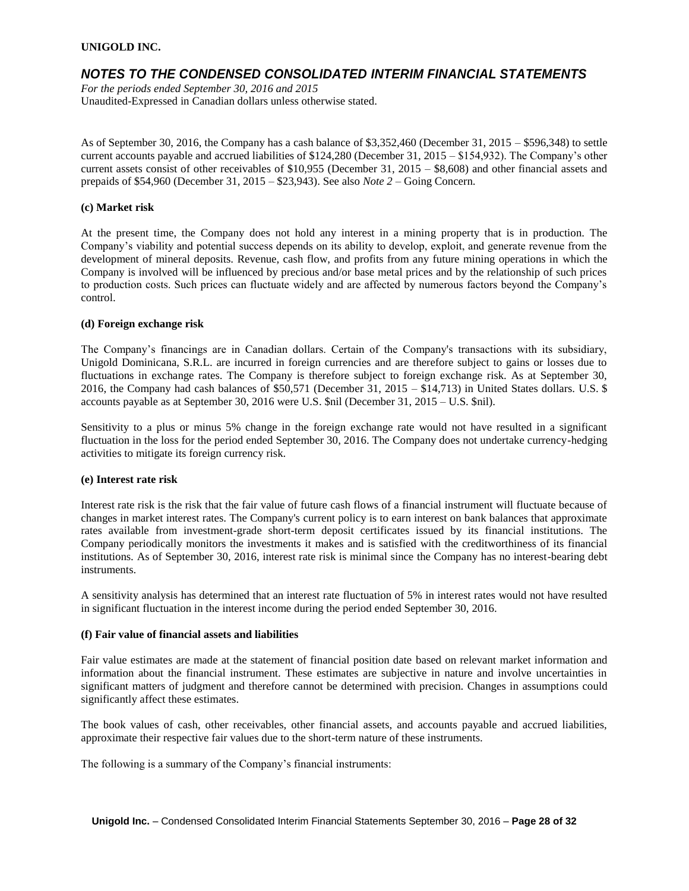As of September 30, 2016, the Company has a cash balance of $3,352,460 (December 31, 2015 – $596,348) to settle current accounts payable and accrued liabilities of $124,280 (December 31, 2015 – $154,932). The Company's other current assets consist of other receivables of $10,955 (December 31, 2015 – $8,608) and other financial assets and prepaids of $54,960 (December 31, 2015 – $23,943). See also *Note 2* – Going Concern.

**(c) Market risk**

At the present time, the Company does not hold any interest in a mining property that is in production. The Company's viability and potential success depends on its ability to develop, exploit, and generate revenue from the development of mineral deposits. Revenue, cash flow, and profits from any future mining operations in which the Company is involved will be influenced by precious and/or base metal prices and by the relationship of such prices to production costs. Such prices can fluctuate widely and are affected by numerous factors beyond the Company's control.

**(d) Foreign exchange risk**

The Company's financings are in Canadian dollars. Certain of the Company's transactions with its subsidiary, Unigold Dominicana, S.R.L. are incurred in foreign currencies and are therefore subject to gains or losses due to fluctuations in exchange rates. The Company is therefore subject to foreign exchange risk. As at September 30, 2016, the Company had cash balances of $50,571 (December 31, 2015 – $14,713) in United States dollars. U.S. $ accounts payable as at September 30, 2016 were U.S. $nil (December 31, 2015 – U.S. $nil).

Sensitivity to a plus or minus 5% change in the foreign exchange rate would not have resulted in a significant fluctuation in the loss for the period ended September 30, 2016. The Company does not undertake currency-hedging activities to mitigate its foreign currency risk.

**(e) Interest rate risk**

Interest rate risk is the risk that the fair value of future cash flows of a financial instrument will fluctuate because of changes in market interest rates. The Company's current policy is to earn interest on bank balances that approximate rates available from investment-grade short-term deposit certificates issued by its financial institutions. The Company periodically monitors the investments it makes and is satisfied with the creditworthiness of its financial institutions. As of September 30, 2016, interest rate risk is minimal since the Company has no interest-bearing debt instruments.

A sensitivity analysis has determined that an interest rate fluctuation of 5% in interest rates would not have resulted in significant fluctuation in the interest income during the period ended September 30, 2016.

**(f) Fair value of financial assets and liabilities**

Fair value estimates are made at the statement of financial position date based on relevant market information and information about the financial instrument. These estimates are subjective in nature and involve uncertainties in significant matters of judgment and therefore cannot be determined with precision. Changes in assumptions could significantly affect these estimates.

The book values of cash, other receivables, other financial assets, and accounts payable and accrued liabilities, approximate their respective fair values due to the short-term nature of these instruments.

The following is a summary of the Company's financial instruments: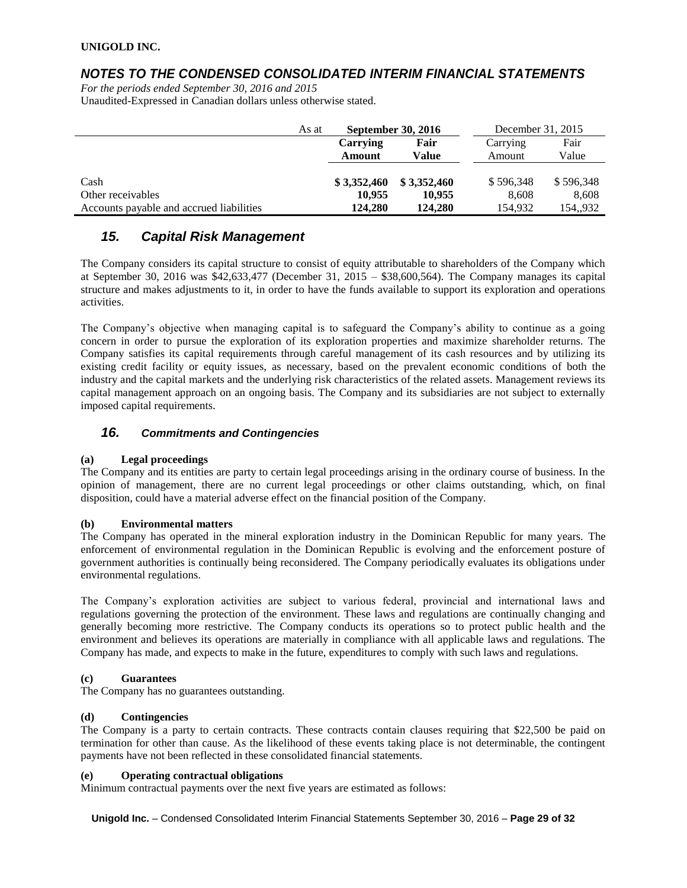| As at | September 30, 2016 | | December 31, 2015 | |
|---|---|---|---|---|
| | **Carrying Amount** | **Fair Value** | Carrying Amount | Fair Value |
| Cash | **$ 3,352,460** | **$ 3,352,460** | $ 596,348 | $ 596,348 |
| Other receivables | **10,955** | **10,955** | 8,608 | 8,608 |
| Accounts payable and accrued liabilities | **124,280** | **124,280** | 154,932 | 154,,932 |

## *15. Capital Risk Management*

The Company considers its capital structure to consist of equity attributable to shareholders of the Company which at September 30, 2016 was $42,633,477 (December 31, 2015 – $38,600,564). The Company manages its capital structure and makes adjustments to it, in order to have the funds available to support its exploration and operations activities.

The Company's objective when managing capital is to safeguard the Company's ability to continue as a going concern in order to pursue the exploration of its exploration properties and maximize shareholder returns. The Company satisfies its capital requirements through careful management of its cash resources and by utilizing its existing credit facility or equity issues, as necessary, based on the prevalent economic conditions of both the industry and the capital markets and the underlying risk characteristics of the related assets. Management reviews its capital management approach on an ongoing basis. The Company and its subsidiaries are not subject to externally imposed capital requirements.

## *16. Commitments and Contingencies*

**(a) Legal proceedings**
The Company and its entities are party to certain legal proceedings arising in the ordinary course of business. In the opinion of management, there are no current legal proceedings or other claims outstanding, which, on final disposition, could have a material adverse effect on the financial position of the Company.

**(b) Environmental matters**
The Company has operated in the mineral exploration industry in the Dominican Republic for many years. The enforcement of environmental regulation in the Dominican Republic is evolving and the enforcement posture of government authorities is continually being reconsidered. The Company periodically evaluates its obligations under environmental regulations.

The Company's exploration activities are subject to various federal, provincial and international laws and regulations governing the protection of the environment. These laws and regulations are continually changing and generally becoming more restrictive. The Company conducts its operations so to protect public health and the environment and believes its operations are materially in compliance with all applicable laws and regulations. The Company has made, and expects to make in the future, expenditures to comply with such laws and regulations.

**(c) Guarantees**
The Company has no guarantees outstanding.

**(d) Contingencies**
The Company is a party to certain contracts. These contracts contain clauses requiring that $22,500 be paid on termination for other than cause. As the likelihood of these events taking place is not determinable, the contingent payments have not been reflected in these consolidated financial statements.

**(e) Operating contractual obligations**
Minimum contractual payments over the next five years are estimated as follows: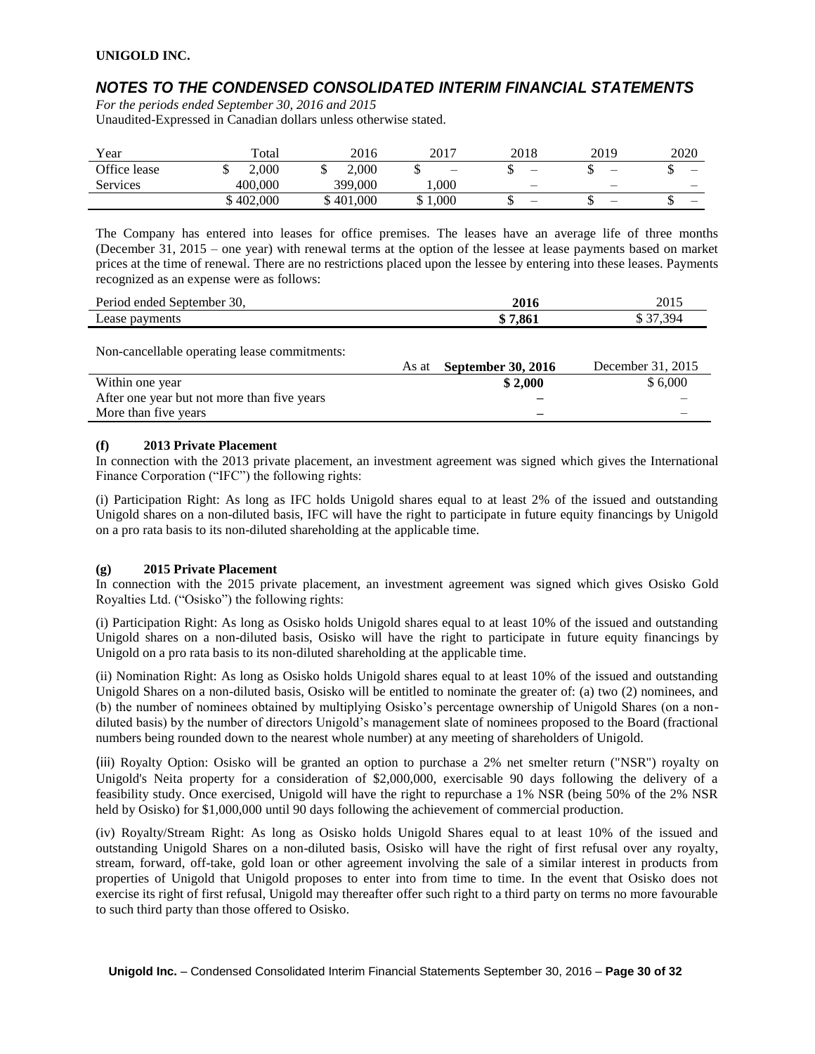| Year | Total | 2016 | 2017 | 2018 | 2019 | 2020 |
|---|---|---|---|---|---|---|
| Office lease | $ 2,000 | $ 2,000 | $ – | $ – | $ – | $ – |
| Services | 400,000 | 399,000 | 1,000 | – | – | – |
| | $ 402,000 | $ 401,000 | $ 1,000 | $ – | $ – | $ – |

The Company has entered into leases for office premises. The leases have an average life of three months (December 31, 2015 – one year) with renewal terms at the option of the lessee at lease payments based on market prices at the time of renewal. There are no restrictions placed upon the lessee by entering into these leases. Payments recognized as an expense were as follows:

| Period ended September 30, | **2016** | 2015 |
|---|---|---|
| Lease payments | **$ 7,861** | $ 37,394 |

Non-cancellable operating lease commitments:

| As at | **September 30, 2016** | December 31, 2015 |
|---|---|---|
| Within one year | **$ 2,000** | $ 6,000 |
| After one year but not more than five years | **–** | – |
| More than five years | **–** | – |

**(f) 2013 Private Placement**

In connection with the 2013 private placement, an investment agreement was signed which gives the International Finance Corporation ("IFC") the following rights:

(i) Participation Right: As long as IFC holds Unigold shares equal to at least 2% of the issued and outstanding Unigold shares on a non-diluted basis, IFC will have the right to participate in future equity financings by Unigold on a pro rata basis to its non-diluted shareholding at the applicable time.

**(g) 2015 Private Placement**

In connection with the 2015 private placement, an investment agreement was signed which gives Osisko Gold Royalties Ltd. ("Osisko") the following rights:

(i) Participation Right: As long as Osisko holds Unigold shares equal to at least 10% of the issued and outstanding Unigold shares on a non-diluted basis, Osisko will have the right to participate in future equity financings by Unigold on a pro rata basis to its non-diluted shareholding at the applicable time.

(ii) Nomination Right: As long as Osisko holds Unigold shares equal to at least 10% of the issued and outstanding Unigold Shares on a non-diluted basis, Osisko will be entitled to nominate the greater of: (a) two (2) nominees, and (b) the number of nominees obtained by multiplying Osisko's percentage ownership of Unigold Shares (on a non-diluted basis) by the number of directors Unigold's management slate of nominees proposed to the Board (fractional numbers being rounded down to the nearest whole number) at any meeting of shareholders of Unigold.

(iii) Royalty Option: Osisko will be granted an option to purchase a 2% net smelter return ("NSR") royalty on Unigold's Neita property for a consideration of $2,000,000, exercisable 90 days following the delivery of a feasibility study. Once exercised, Unigold will have the right to repurchase a 1% NSR (being 50% of the 2% NSR held by Osisko) for $1,000,000 until 90 days following the achievement of commercial production.

(iv) Royalty/Stream Right: As long as Osisko holds Unigold Shares equal to at least 10% of the issued and outstanding Unigold Shares on a non-diluted basis, Osisko will have the right of first refusal over any royalty, stream, forward, off-take, gold loan or other agreement involving the sale of a similar interest in products from properties of Unigold that Unigold proposes to enter into from time to time. In the event that Osisko does not exercise its right of first refusal, Unigold may thereafter offer such right to a third party on terms no more favourable to such third party than those offered to Osisko.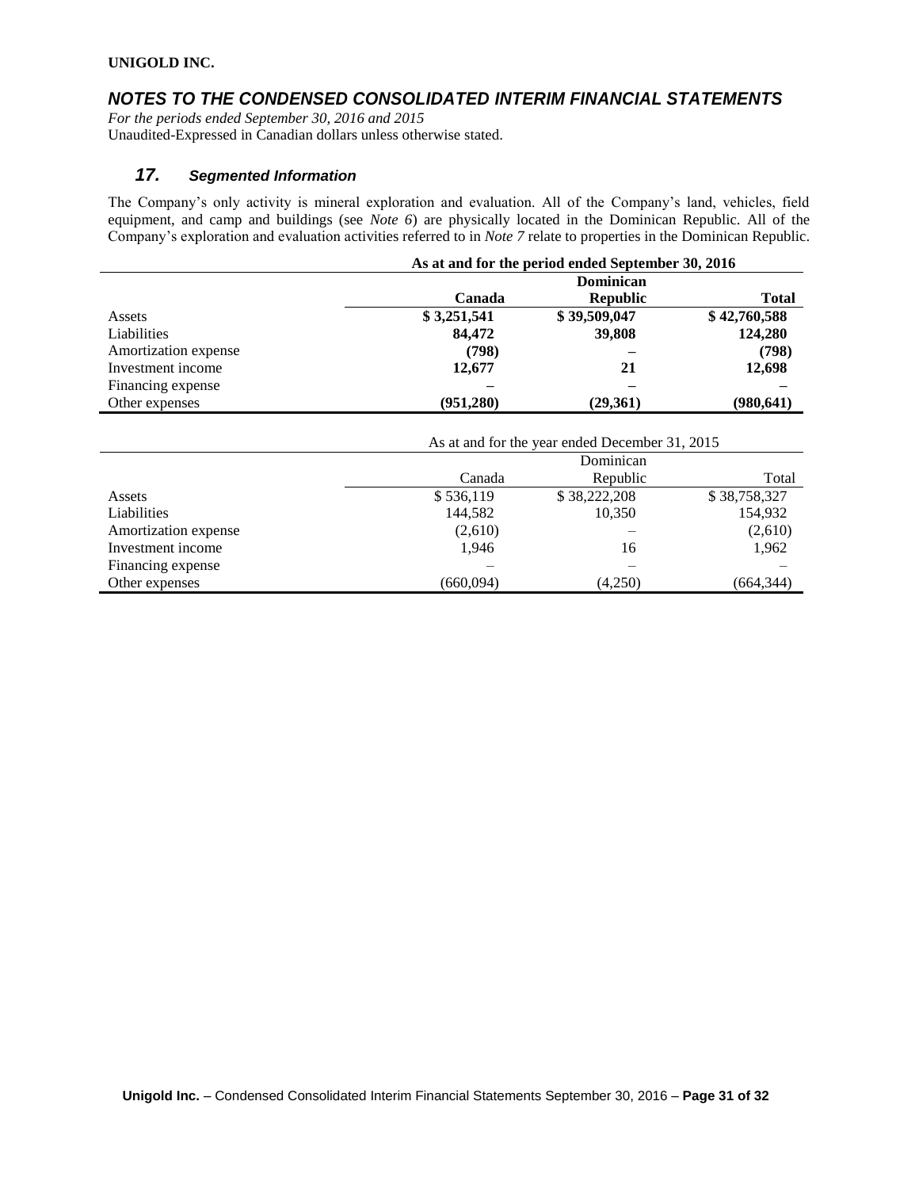## 17. *Segmented Information*

The Company's only activity is mineral exploration and evaluation. All of the Company's land, vehicles, field equipment, and camp and buildings (see *Note 6*) are physically located in the Dominican Republic. All of the Company's exploration and evaluation activities referred to in *Note 7* relate to properties in the Dominican Republic.

| | **As at and for the period ended September 30, 2016** | | |
|---|---|---|---|
| | **Canada** | **Dominican Republic** | **Total** |
| Assets | **$ 3,251,541** | **$ 39,509,047** | **$ 42,760,588** |
| Liabilities | **84,472** | **39,808** | **124,280** |
| Amortization expense | **(798)** | **–** | **(798)** |
| Investment income | **12,677** | **21** | **12,698** |
| Financing expense | **–** | **–** | **–** |
| Other expenses | **(951,280)** | **(29,361)** | **(980,641)** |

| | As at and for the year ended December 31, 2015 | | |
|---|---|---|---|
| | Canada | Dominican Republic | Total |
| Assets | $ 536,119 | $ 38,222,208 | $ 38,758,327 |
| Liabilities | 144,582 | 10,350 | 154,932 |
| Amortization expense | (2,610) | – | (2,610) |
| Investment income | 1,946 | 16 | 1,962 |
| Financing expense | – | – | – |
| Other expenses | (660,094) | (4,250) | (664,344) |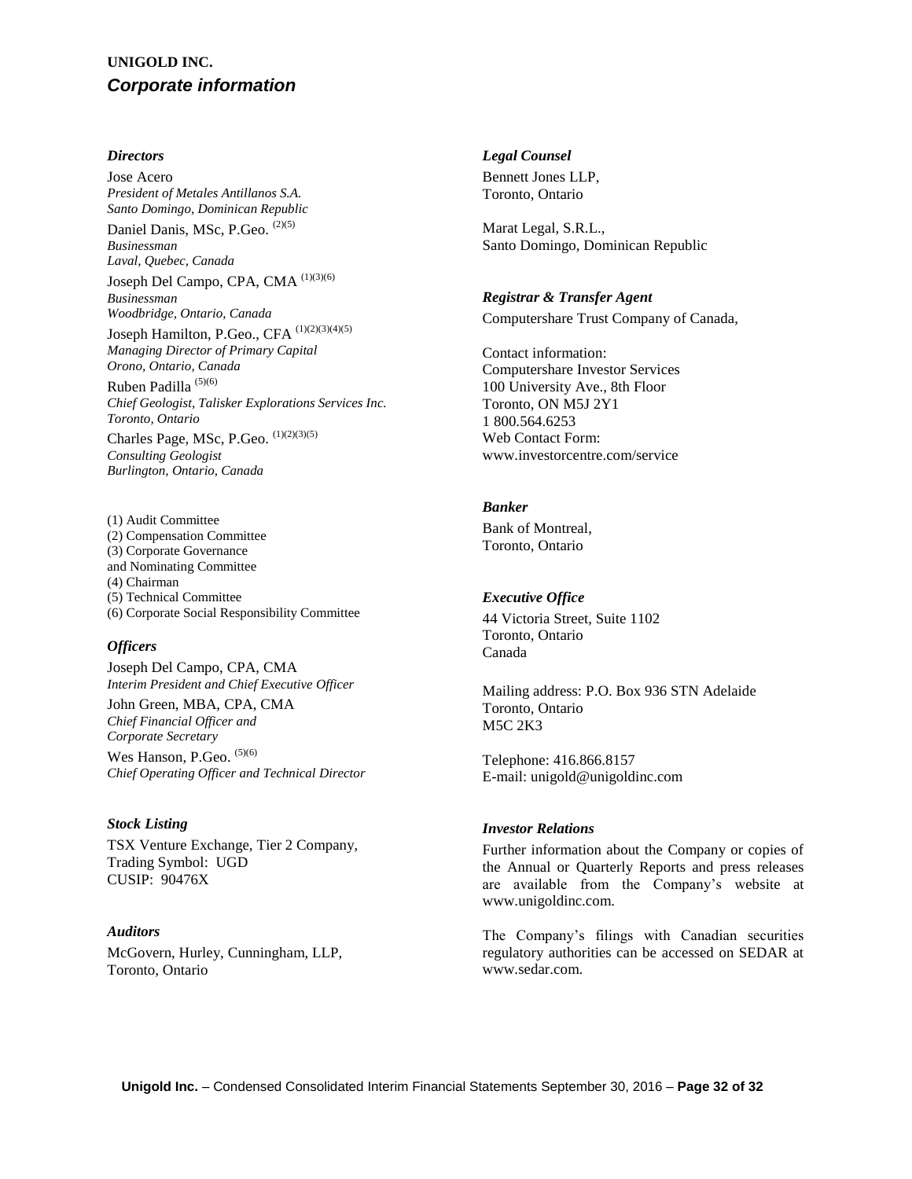**UNIGOLD INC.**
## *Corporate information*

### *Directors*

Jose Acero
*President of Metales Antillanos S.A.*
*Santo Domingo, Dominican Republic*

Daniel Danis, MSc, P.Geo. (2)(5)
*Businessman*
*Laval, Quebec, Canada*

Joseph Del Campo, CPA, CMA (1)(3)(6)
*Businessman*
*Woodbridge, Ontario, Canada*

Joseph Hamilton, P.Geo., CFA (1)(2)(3)(4)(5)
*Managing Director of Primary Capital*
*Orono, Ontario, Canada*

Ruben Padilla (5)(6)
*Chief Geologist, Talisker Explorations Services Inc.*
*Toronto, Ontario*

Charles Page, MSc, P.Geo. (1)(2)(3)(5)
*Consulting Geologist*
*Burlington, Ontario, Canada*

(1) Audit Committee
(2) Compensation Committee
(3) Corporate Governance and Nominating Committee
(4) Chairman
(5) Technical Committee
(6) Corporate Social Responsibility Committee

### *Officers*

Joseph Del Campo, CPA, CMA
*Interim President and Chief Executive Officer*

John Green, MBA, CPA, CMA
*Chief Financial Officer and Corporate Secretary*

Wes Hanson, P.Geo. (5)(6)
*Chief Operating Officer and Technical Director*

### *Stock Listing*

TSX Venture Exchange, Tier 2 Company,
Trading Symbol: UGD
CUSIP: 90476X

### *Auditors*

McGovern, Hurley, Cunningham, LLP,
Toronto, Ontario

### *Legal Counsel*

Bennett Jones LLP,
Toronto, Ontario

Marat Legal, S.R.L.,
Santo Domingo, Dominican Republic

### *Registrar & Transfer Agent*

Computershare Trust Company of Canada,

Contact information:
Computershare Investor Services
100 University Ave., 8th Floor
Toronto, ON M5J 2Y1
1 800.564.6253
Web Contact Form:
www.investorcentre.com/service

### *Banker*

Bank of Montreal,
Toronto, Ontario

### *Executive Office*

44 Victoria Street, Suite 1102
Toronto, Ontario
Canada

Mailing address: P.O. Box 936 STN Adelaide
Toronto, Ontario
M5C 2K3

Telephone: 416.866.8157
E-mail: unigold@unigoldinc.com

### *Investor Relations*

Further information about the Company or copies of the Annual or Quarterly Reports and press releases are available from the Company's website at www.unigoldinc.com.

The Company's filings with Canadian securities regulatory authorities can be accessed on SEDAR at www.sedar.com.